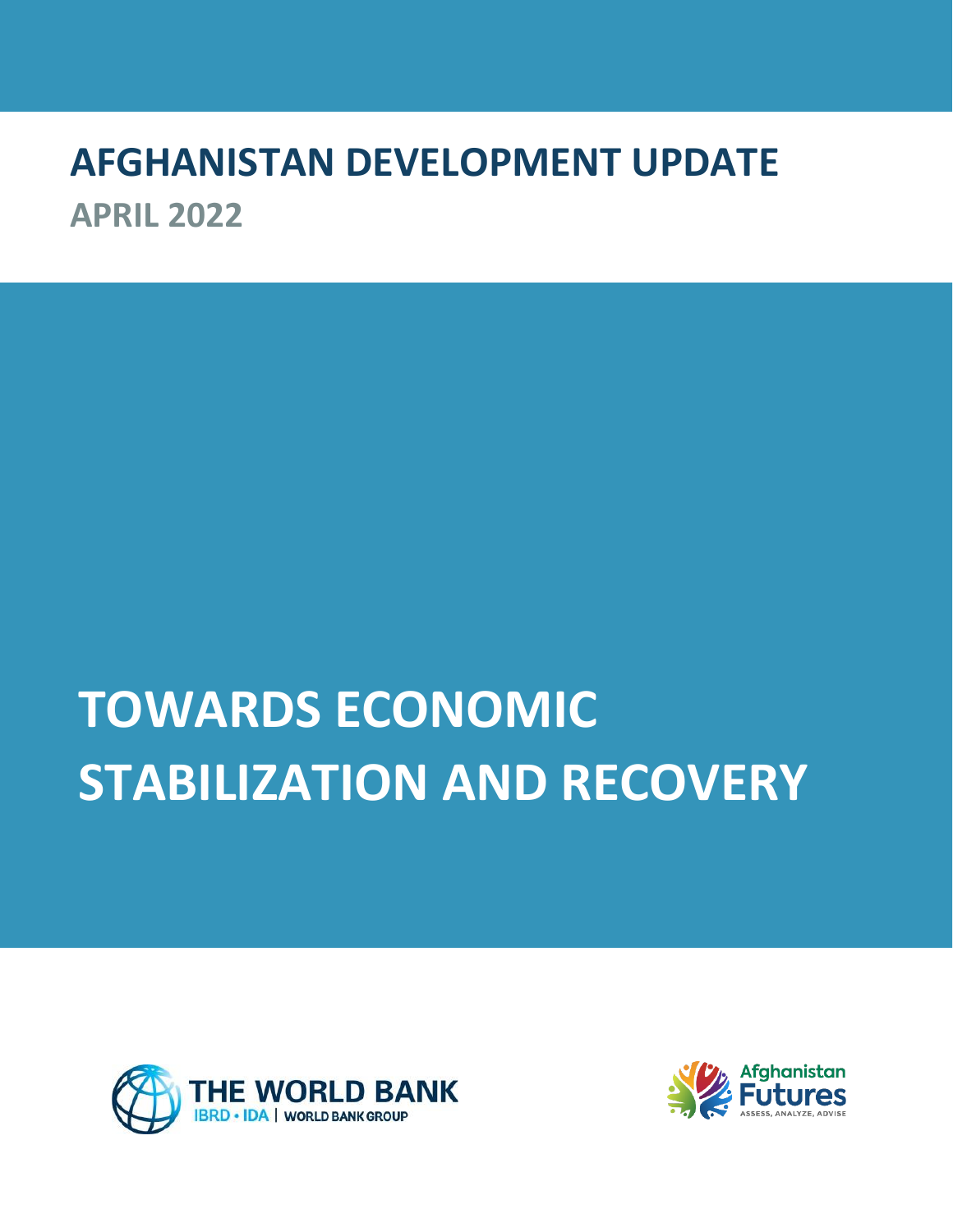# AFGHANISTAN DEVELOPMENT UPDATE

## APRIL 2022

# TOWARDS ECONOMIC STABILIZATION AND RECOVERY

THE WORLD BANK
IBRD • IDA | WORLD BANK GROUP

Afghanistan Futures
ASSESS, ANALYZE, ADVISE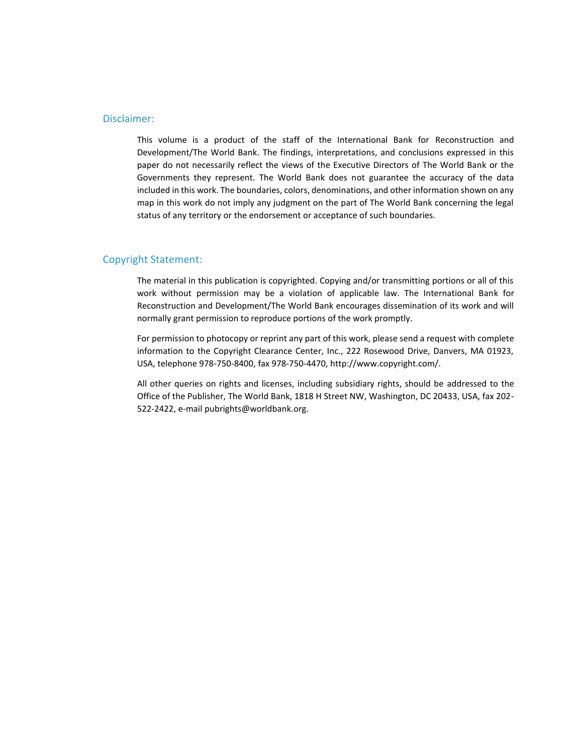## Disclaimer:

This volume is a product of the staff of the International Bank for Reconstruction and Development/The World Bank. The findings, interpretations, and conclusions expressed in this paper do not necessarily reflect the views of the Executive Directors of The World Bank or the Governments they represent. The World Bank does not guarantee the accuracy of the data included in this work. The boundaries, colors, denominations, and other information shown on any map in this work do not imply any judgment on the part of The World Bank concerning the legal status of any territory or the endorsement or acceptance of such boundaries.

## Copyright Statement:

The material in this publication is copyrighted. Copying and/or transmitting portions or all of this work without permission may be a violation of applicable law. The International Bank for Reconstruction and Development/The World Bank encourages dissemination of its work and will normally grant permission to reproduce portions of the work promptly.

For permission to photocopy or reprint any part of this work, please send a request with complete information to the Copyright Clearance Center, Inc., 222 Rosewood Drive, Danvers, MA 01923, USA, telephone 978-750-8400, fax 978-750-4470, http://www.copyright.com/.

All other queries on rights and licenses, including subsidiary rights, should be addressed to the Office of the Publisher, The World Bank, 1818 H Street NW, Washington, DC 20433, USA, fax 202-522-2422, e-mail pubrights@worldbank.org.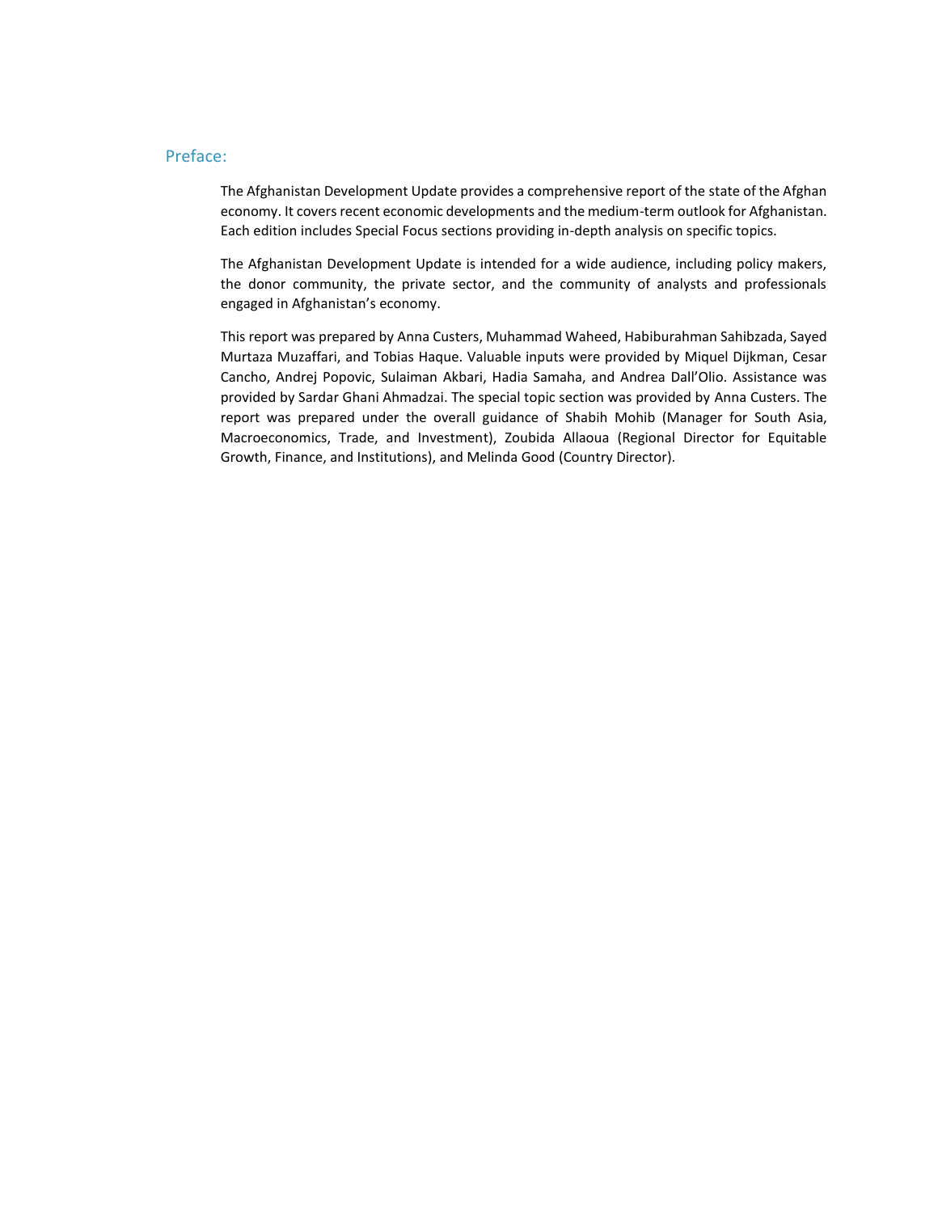## Preface:

The Afghanistan Development Update provides a comprehensive report of the state of the Afghan economy. It covers recent economic developments and the medium-term outlook for Afghanistan. Each edition includes Special Focus sections providing in-depth analysis on specific topics.

The Afghanistan Development Update is intended for a wide audience, including policy makers, the donor community, the private sector, and the community of analysts and professionals engaged in Afghanistan's economy.

This report was prepared by Anna Custers, Muhammad Waheed, Habiburahman Sahibzada, Sayed Murtaza Muzaffari, and Tobias Haque. Valuable inputs were provided by Miquel Dijkman, Cesar Cancho, Andrej Popovic, Sulaiman Akbari, Hadia Samaha, and Andrea Dall'Olio. Assistance was provided by Sardar Ghani Ahmadzai. The special topic section was provided by Anna Custers. The report was prepared under the overall guidance of Shabih Mohib (Manager for South Asia, Macroeconomics, Trade, and Investment), Zoubida Allaoua (Regional Director for Equitable Growth, Finance, and Institutions), and Melinda Good (Country Director).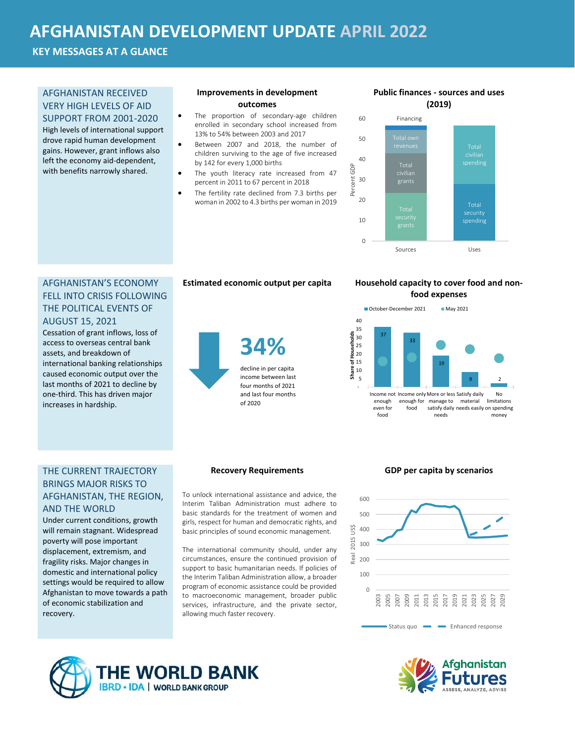# AFGHANISTAN DEVELOPMENT UPDATE APRIL 2022

## KEY MESSAGES AT A GLANCE

### AFGHANISTAN RECEIVED VERY HIGH LEVELS OF AID SUPPORT FROM 2001-2020

High levels of international support drove rapid human development gains. However, grant inflows also left the economy aid-dependent, with benefits narrowly shared.

**Improvements in development outcomes**

- The proportion of secondary-age children enrolled in secondary school increased from 13% to 54% between 2003 and 2017
- Between 2007 and 2018, the number of children surviving to the age of five increased by 142 for every 1,000 births
- The youth literacy rate increased from 47 percent in 2011 to 67 percent in 2018
- The fertility rate declined from 7.3 births per woman in 2002 to 4.3 births per woman in 2019

**Public finances - sources and uses (2019)**

Percent GDP

| | Sources | Uses |
|---|---|---|
| Financing | ✓ | |
| Total own revenues | ✓ | |
| Total civilian grants | ✓ | |
| Total security grants | ✓ | |
| Total civilian spending | | ✓ |
| Total security spending | | ✓ |

### AFGHANISTAN'S ECONOMY FELL INTO CRISIS FOLLOWING THE POLITICAL EVENTS OF AUGUST 15, 2021

Cessation of grant inflows, loss of access to overseas central bank assets, and breakdown of international banking relationships caused economic output over the last months of 2021 to decline by one-third. This has driven major increases in hardship.

**Estimated economic output per capita**

**34%** decline in per capita income between last four months of 2021 and last four months of 2020

**Household capacity to cover food and non-food expenses**

Share of Households

| | October-December 2021 |
|---|---|
| Income not enough even for food | 37 |
| Income only enough for food | 33 |
| More or less manage to satisfy daily needs | 19 |
| Satisfy daily material needs easily | 9 |
| No limitations on spending money | 2 |

### THE CURRENT TRAJECTORY BRINGS MAJOR RISKS TO AFGHANISTAN, THE REGION, AND THE WORLD

Under current conditions, growth will remain stagnant. Widespread poverty will pose important displacement, extremism, and fragility risks. Major changes in domestic and international policy settings would be required to allow Afghanistan to move towards a path of economic stabilization and recovery.

**Recovery Requirements**

To unlock international assistance and advice, the Interim Taliban Administration must adhere to basic standards for the treatment of women and girls, respect for human and democratic rights, and basic principles of sound economic management.

The international community should, under any circumstances, ensure the continued provision of support to basic humanitarian needs. If policies of the Interim Taliban Administration allow, a broader program of economic assistance could be provided to macroeconomic management, broader public services, infrastructure, and the private sector, allowing much faster recovery.

**GDP per capita by scenarios**

Real 2015 US$ — Status quo; Enhanced response

THE WORLD BANK — IBRD • IDA | WORLD BANK GROUP

Afghanistan Futures — ASSESS, ANALYZE, ADVISE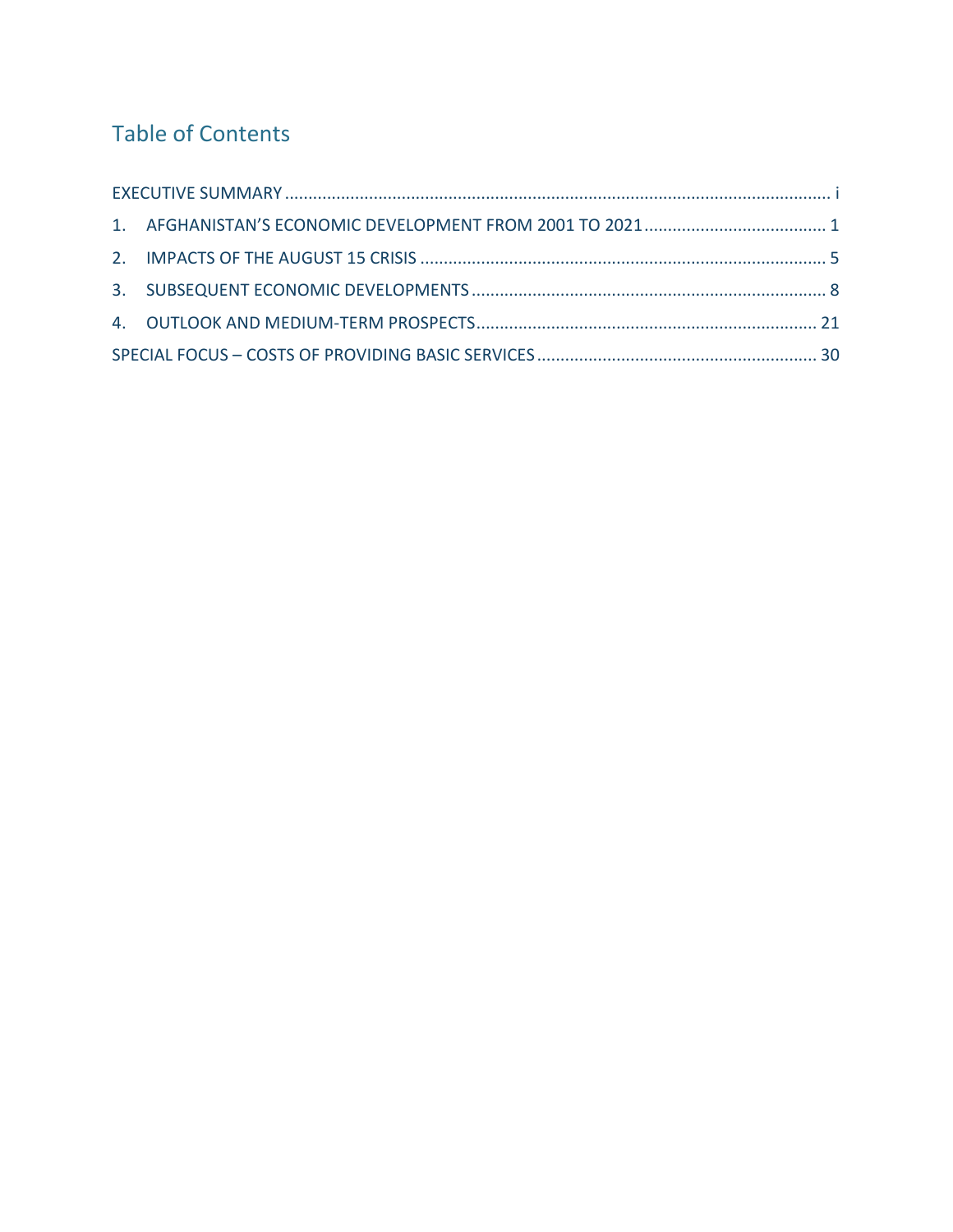## Table of Contents

EXECUTIVE SUMMARY ........................................................................................................ i

1. AFGHANISTAN'S ECONOMIC DEVELOPMENT FROM 2001 TO 2021 ........................................ 1

2. IMPACTS OF THE AUGUST 15 CRISIS ........................................................................................ 5

3. SUBSEQUENT ECONOMIC DEVELOPMENTS ............................................................................. 8

4. OUTLOOK AND MEDIUM-TERM PROSPECTS ........................................................................... 21

SPECIAL FOCUS – COSTS OF PROVIDING BASIC SERVICES ............................................................ 30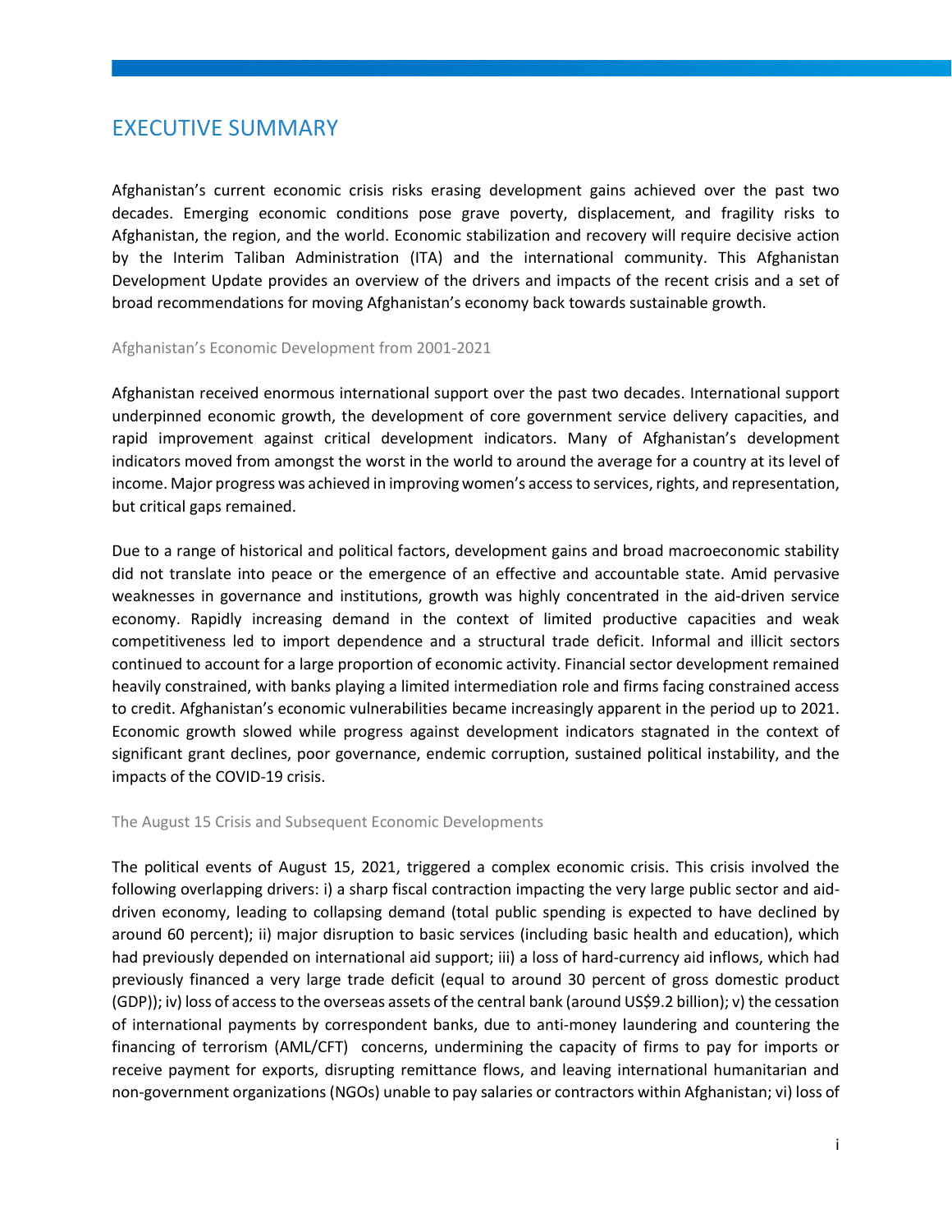# EXECUTIVE SUMMARY

Afghanistan's current economic crisis risks erasing development gains achieved over the past two decades. Emerging economic conditions pose grave poverty, displacement, and fragility risks to Afghanistan, the region, and the world. Economic stabilization and recovery will require decisive action by the Interim Taliban Administration (ITA) and the international community. This Afghanistan Development Update provides an overview of the drivers and impacts of the recent crisis and a set of broad recommendations for moving Afghanistan's economy back towards sustainable growth.

### Afghanistan's Economic Development from 2001-2021

Afghanistan received enormous international support over the past two decades. International support underpinned economic growth, the development of core government service delivery capacities, and rapid improvement against critical development indicators. Many of Afghanistan's development indicators moved from amongst the worst in the world to around the average for a country at its level of income. Major progress was achieved in improving women's access to services, rights, and representation, but critical gaps remained.

Due to a range of historical and political factors, development gains and broad macroeconomic stability did not translate into peace or the emergence of an effective and accountable state. Amid pervasive weaknesses in governance and institutions, growth was highly concentrated in the aid-driven service economy. Rapidly increasing demand in the context of limited productive capacities and weak competitiveness led to import dependence and a structural trade deficit. Informal and illicit sectors continued to account for a large proportion of economic activity. Financial sector development remained heavily constrained, with banks playing a limited intermediation role and firms facing constrained access to credit. Afghanistan's economic vulnerabilities became increasingly apparent in the period up to 2021. Economic growth slowed while progress against development indicators stagnated in the context of significant grant declines, poor governance, endemic corruption, sustained political instability, and the impacts of the COVID-19 crisis.

### The August 15 Crisis and Subsequent Economic Developments

The political events of August 15, 2021, triggered a complex economic crisis. This crisis involved the following overlapping drivers: i) a sharp fiscal contraction impacting the very large public sector and aid-driven economy, leading to collapsing demand (total public spending is expected to have declined by around 60 percent); ii) major disruption to basic services (including basic health and education), which had previously depended on international aid support; iii) a loss of hard-currency aid inflows, which had previously financed a very large trade deficit (equal to around 30 percent of gross domestic product (GDP)); iv) loss of access to the overseas assets of the central bank (around US$9.2 billion); v) the cessation of international payments by correspondent banks, due to anti-money laundering and countering the financing of terrorism (AML/CFT) concerns, undermining the capacity of firms to pay for imports or receive payment for exports, disrupting remittance flows, and leaving international humanitarian and non-government organizations (NGOs) unable to pay salaries or contractors within Afghanistan; vi) loss of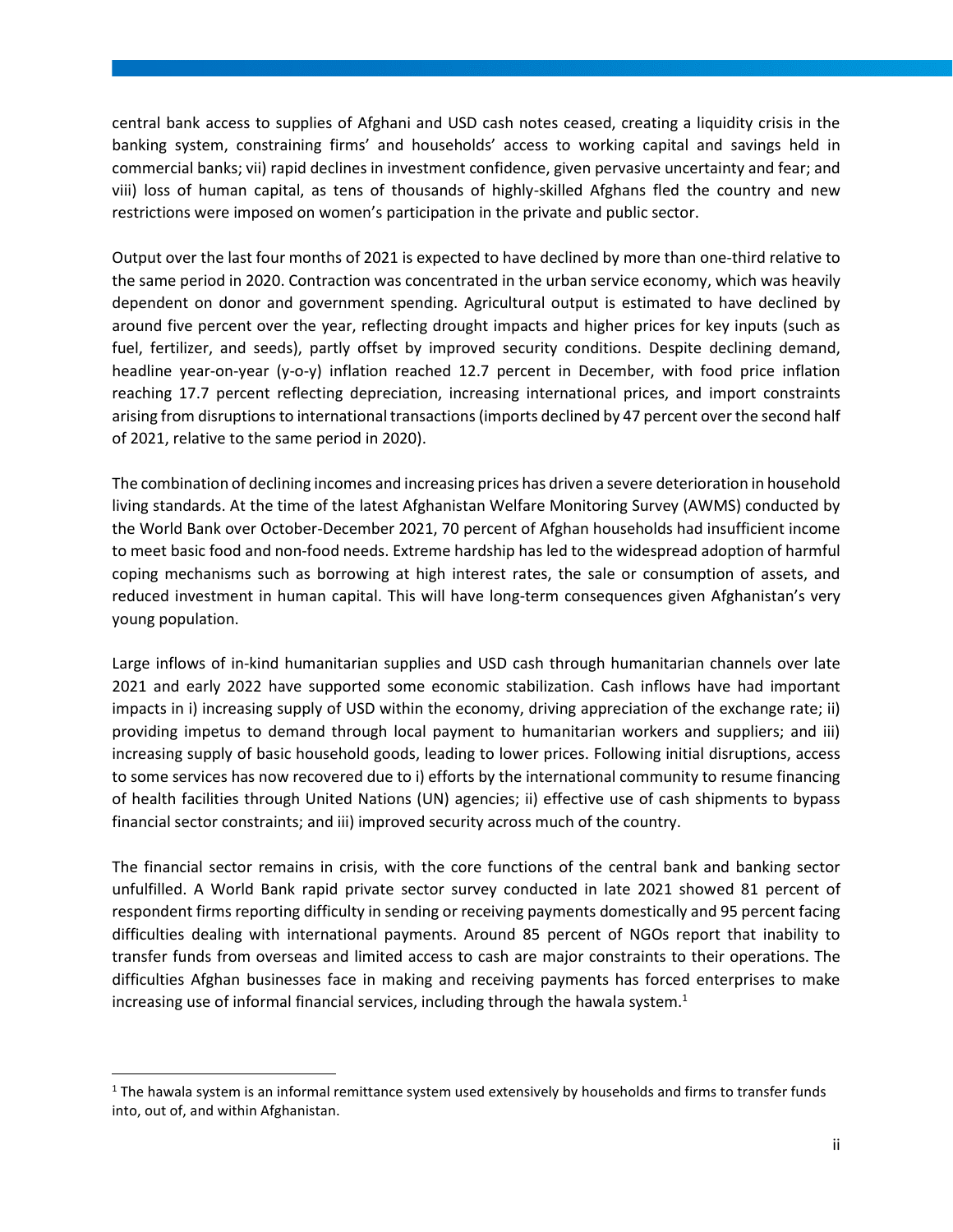central bank access to supplies of Afghani and USD cash notes ceased, creating a liquidity crisis in the banking system, constraining firms' and households' access to working capital and savings held in commercial banks; vii) rapid declines in investment confidence, given pervasive uncertainty and fear; and viii) loss of human capital, as tens of thousands of highly-skilled Afghans fled the country and new restrictions were imposed on women's participation in the private and public sector.

Output over the last four months of 2021 is expected to have declined by more than one-third relative to the same period in 2020. Contraction was concentrated in the urban service economy, which was heavily dependent on donor and government spending. Agricultural output is estimated to have declined by around five percent over the year, reflecting drought impacts and higher prices for key inputs (such as fuel, fertilizer, and seeds), partly offset by improved security conditions. Despite declining demand, headline year-on-year (y-o-y) inflation reached 12.7 percent in December, with food price inflation reaching 17.7 percent reflecting depreciation, increasing international prices, and import constraints arising from disruptions to international transactions (imports declined by 47 percent over the second half of 2021, relative to the same period in 2020).

The combination of declining incomes and increasing prices has driven a severe deterioration in household living standards. At the time of the latest Afghanistan Welfare Monitoring Survey (AWMS) conducted by the World Bank over October-December 2021, 70 percent of Afghan households had insufficient income to meet basic food and non-food needs. Extreme hardship has led to the widespread adoption of harmful coping mechanisms such as borrowing at high interest rates, the sale or consumption of assets, and reduced investment in human capital. This will have long-term consequences given Afghanistan's very young population.

Large inflows of in-kind humanitarian supplies and USD cash through humanitarian channels over late 2021 and early 2022 have supported some economic stabilization. Cash inflows have had important impacts in i) increasing supply of USD within the economy, driving appreciation of the exchange rate; ii) providing impetus to demand through local payment to humanitarian workers and suppliers; and iii) increasing supply of basic household goods, leading to lower prices. Following initial disruptions, access to some services has now recovered due to i) efforts by the international community to resume financing of health facilities through United Nations (UN) agencies; ii) effective use of cash shipments to bypass financial sector constraints; and iii) improved security across much of the country.

The financial sector remains in crisis, with the core functions of the central bank and banking sector unfulfilled. A World Bank rapid private sector survey conducted in late 2021 showed 81 percent of respondent firms reporting difficulty in sending or receiving payments domestically and 95 percent facing difficulties dealing with international payments. Around 85 percent of NGOs report that inability to transfer funds from overseas and limited access to cash are major constraints to their operations. The difficulties Afghan businesses face in making and receiving payments has forced enterprises to make increasing use of informal financial services, including through the hawala system.[1]

---

[1] The hawala system is an informal remittance system used extensively by households and firms to transfer funds into, out of, and within Afghanistan.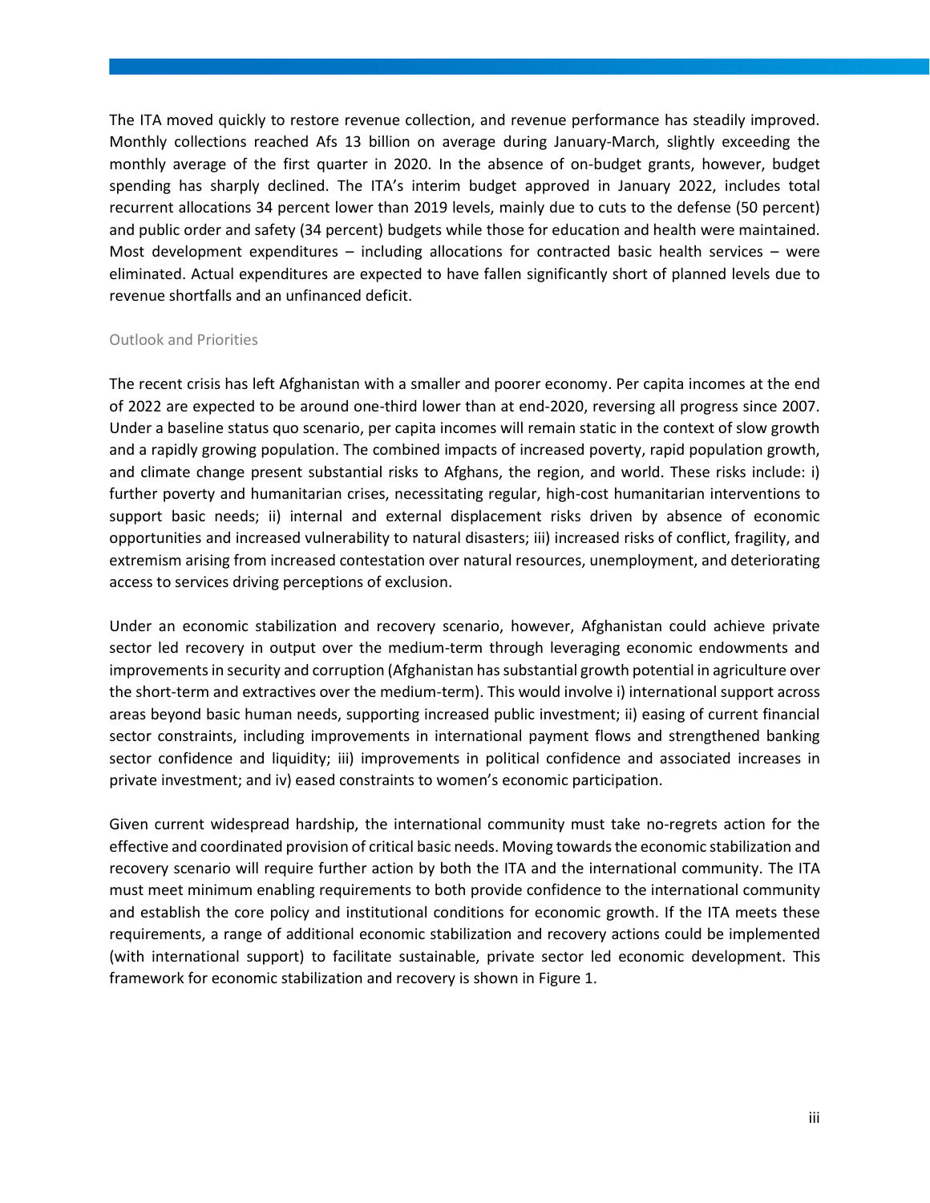The ITA moved quickly to restore revenue collection, and revenue performance has steadily improved. Monthly collections reached Afs 13 billion on average during January-March, slightly exceeding the monthly average of the first quarter in 2020. In the absence of on-budget grants, however, budget spending has sharply declined. The ITA's interim budget approved in January 2022, includes total recurrent allocations 34 percent lower than 2019 levels, mainly due to cuts to the defense (50 percent) and public order and safety (34 percent) budgets while those for education and health were maintained. Most development expenditures – including allocations for contracted basic health services – were eliminated. Actual expenditures are expected to have fallen significantly short of planned levels due to revenue shortfalls and an unfinanced deficit.

### Outlook and Priorities

The recent crisis has left Afghanistan with a smaller and poorer economy. Per capita incomes at the end of 2022 are expected to be around one-third lower than at end-2020, reversing all progress since 2007. Under a baseline status quo scenario, per capita incomes will remain static in the context of slow growth and a rapidly growing population. The combined impacts of increased poverty, rapid population growth, and climate change present substantial risks to Afghans, the region, and world. These risks include: i) further poverty and humanitarian crises, necessitating regular, high-cost humanitarian interventions to support basic needs; ii) internal and external displacement risks driven by absence of economic opportunities and increased vulnerability to natural disasters; iii) increased risks of conflict, fragility, and extremism arising from increased contestation over natural resources, unemployment, and deteriorating access to services driving perceptions of exclusion.

Under an economic stabilization and recovery scenario, however, Afghanistan could achieve private sector led recovery in output over the medium-term through leveraging economic endowments and improvements in security and corruption (Afghanistan has substantial growth potential in agriculture over the short-term and extractives over the medium-term). This would involve i) international support across areas beyond basic human needs, supporting increased public investment; ii) easing of current financial sector constraints, including improvements in international payment flows and strengthened banking sector confidence and liquidity; iii) improvements in political confidence and associated increases in private investment; and iv) eased constraints to women's economic participation.

Given current widespread hardship, the international community must take no-regrets action for the effective and coordinated provision of critical basic needs. Moving towards the economic stabilization and recovery scenario will require further action by both the ITA and the international community. The ITA must meet minimum enabling requirements to both provide confidence to the international community and establish the core policy and institutional conditions for economic growth. If the ITA meets these requirements, a range of additional economic stabilization and recovery actions could be implemented (with international support) to facilitate sustainable, private sector led economic development. This framework for economic stabilization and recovery is shown in Figure 1.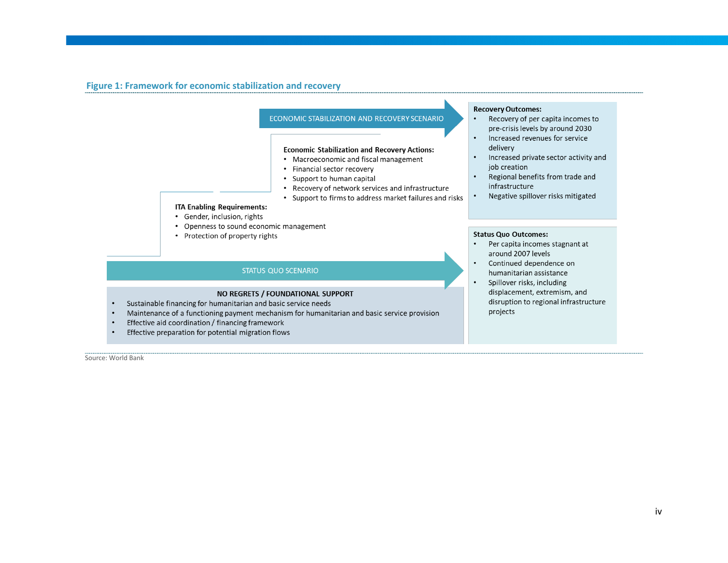**Figure 1: Framework for economic stabilization and recovery**

ECONOMIC STABILIZATION AND RECOVERY SCENARIO

**Economic Stabilization and Recovery Actions:**

- Macroeconomic and fiscal management
- Financial sector recovery
- Support to human capital
- Recovery of network services and infrastructure
- Support to firms to address market failures and risks

**ITA Enabling Requirements:**

- Gender, inclusion, rights
- Openness to sound economic management
- Protection of property rights

**Recovery Outcomes:**

- Recovery of per capita incomes to pre-crisis levels by around 2030
- Increased revenues for service delivery
- Increased private sector activity and job creation
- Regional benefits from trade and infrastructure
- Negative spillover risks mitigated

STATUS QUO SCENARIO

**NO REGRETS / FOUNDATIONAL SUPPORT**

- Sustainable financing for humanitarian and basic service needs
- Maintenance of a functioning payment mechanism for humanitarian and basic service provision
- Effective aid coordination / financing framework
- Effective preparation for potential migration flows

**Status Quo Outcomes:**

- Per capita incomes stagnant at around 2007 levels
- Continued dependence on humanitarian assistance
- Spillover risks, including displacement, extremism, and disruption to regional infrastructure projects

Source: World Bank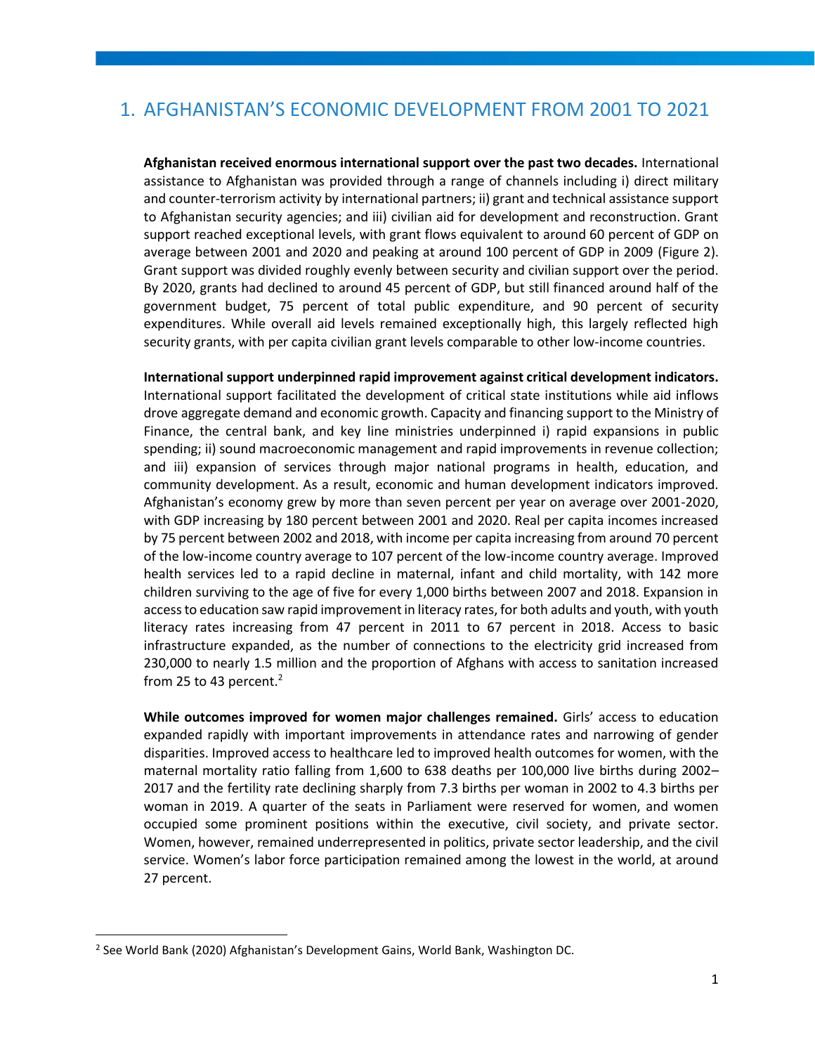# 1. AFGHANISTAN'S ECONOMIC DEVELOPMENT FROM 2001 TO 2021

**Afghanistan received enormous international support over the past two decades.** International assistance to Afghanistan was provided through a range of channels including i) direct military and counter-terrorism activity by international partners; ii) grant and technical assistance support to Afghanistan security agencies; and iii) civilian aid for development and reconstruction. Grant support reached exceptional levels, with grant flows equivalent to around 60 percent of GDP on average between 2001 and 2020 and peaking at around 100 percent of GDP in 2009 (Figure 2). Grant support was divided roughly evenly between security and civilian support over the period. By 2020, grants had declined to around 45 percent of GDP, but still financed around half of the government budget, 75 percent of total public expenditure, and 90 percent of security expenditures. While overall aid levels remained exceptionally high, this largely reflected high security grants, with per capita civilian grant levels comparable to other low-income countries.

**International support underpinned rapid improvement against critical development indicators.** International support facilitated the development of critical state institutions while aid inflows drove aggregate demand and economic growth. Capacity and financing support to the Ministry of Finance, the central bank, and key line ministries underpinned i) rapid expansions in public spending; ii) sound macroeconomic management and rapid improvements in revenue collection; and iii) expansion of services through major national programs in health, education, and community development. As a result, economic and human development indicators improved. Afghanistan's economy grew by more than seven percent per year on average over 2001-2020, with GDP increasing by 180 percent between 2001 and 2020. Real per capita incomes increased by 75 percent between 2002 and 2018, with income per capita increasing from around 70 percent of the low-income country average to 107 percent of the low-income country average. Improved health services led to a rapid decline in maternal, infant and child mortality, with 142 more children surviving to the age of five for every 1,000 births between 2007 and 2018. Expansion in access to education saw rapid improvement in literacy rates, for both adults and youth, with youth literacy rates increasing from 47 percent in 2011 to 67 percent in 2018. Access to basic infrastructure expanded, as the number of connections to the electricity grid increased from 230,000 to nearly 1.5 million and the proportion of Afghans with access to sanitation increased from 25 to 43 percent.[2]

**While outcomes improved for women major challenges remained.** Girls' access to education expanded rapidly with important improvements in attendance rates and narrowing of gender disparities. Improved access to healthcare led to improved health outcomes for women, with the maternal mortality ratio falling from 1,600 to 638 deaths per 100,000 live births during 2002–2017 and the fertility rate declining sharply from 7.3 births per woman in 2002 to 4.3 births per woman in 2019. A quarter of the seats in Parliament were reserved for women, and women occupied some prominent positions within the executive, civil society, and private sector. Women, however, remained underrepresented in politics, private sector leadership, and the civil service. Women's labor force participation remained among the lowest in the world, at around 27 percent.

[2] See World Bank (2020) Afghanistan's Development Gains, World Bank, Washington DC.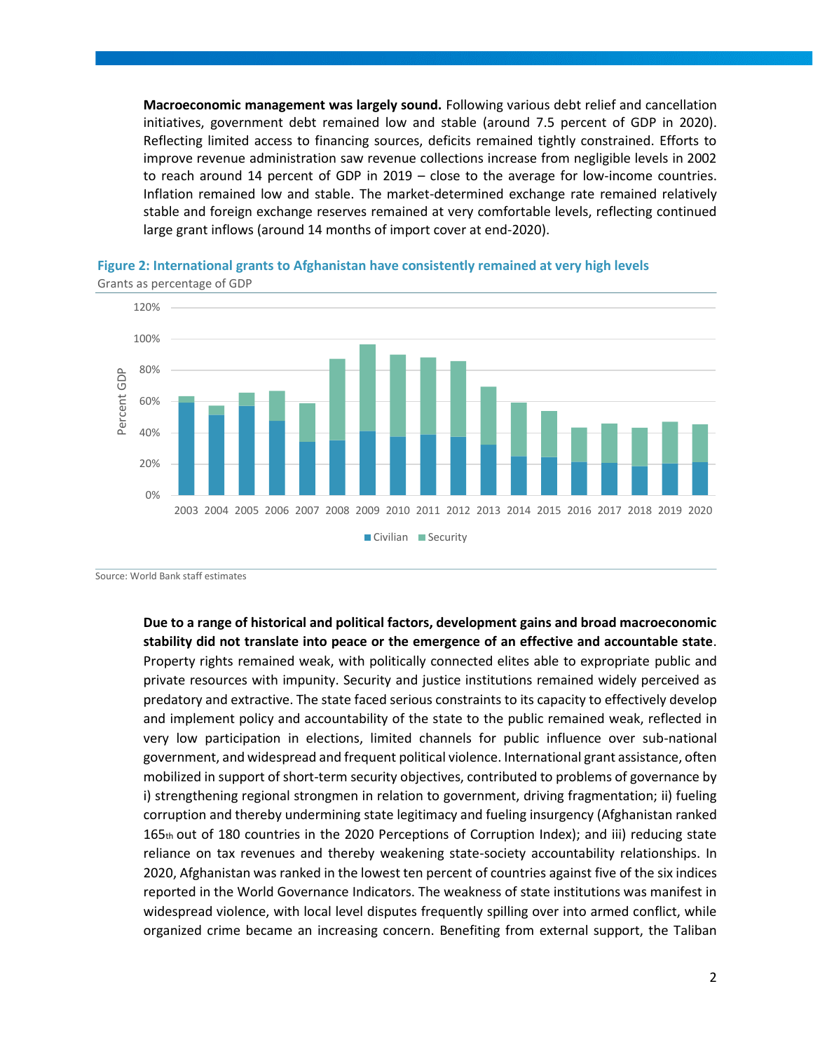**Macroeconomic management was largely sound.** Following various debt relief and cancellation initiatives, government debt remained low and stable (around 7.5 percent of GDP in 2020). Reflecting limited access to financing sources, deficits remained tightly constrained. Efforts to improve revenue administration saw revenue collections increase from negligible levels in 2002 to reach around 14 percent of GDP in 2019 – close to the average for low-income countries. Inflation remained low and stable. The market-determined exchange rate remained relatively stable and foreign exchange reserves remained at very comfortable levels, reflecting continued large grant inflows (around 14 months of import cover at end-2020).

**Figure 2: International grants to Afghanistan have consistently remained at very high levels**

Grants as percentage of GDP

Source: World Bank staff estimates

**Due to a range of historical and political factors, development gains and broad macroeconomic stability did not translate into peace or the emergence of an effective and accountable state**. Property rights remained weak, with politically connected elites able to expropriate public and private resources with impunity. Security and justice institutions remained widely perceived as predatory and extractive. The state faced serious constraints to its capacity to effectively develop and implement policy and accountability of the state to the public remained weak, reflected in very low participation in elections, limited channels for public influence over sub-national government, and widespread and frequent political violence. International grant assistance, often mobilized in support of short-term security objectives, contributed to problems of governance by i) strengthening regional strongmen in relation to government, driving fragmentation; ii) fueling corruption and thereby undermining state legitimacy and fueling insurgency (Afghanistan ranked 165th out of 180 countries in the 2020 Perceptions of Corruption Index); and iii) reducing state reliance on tax revenues and thereby weakening state-society accountability relationships. In 2020, Afghanistan was ranked in the lowest ten percent of countries against five of the six indices reported in the World Governance Indicators. The weakness of state institutions was manifest in widespread violence, with local level disputes frequently spilling over into armed conflict, while organized crime became an increasing concern. Benefiting from external support, the Taliban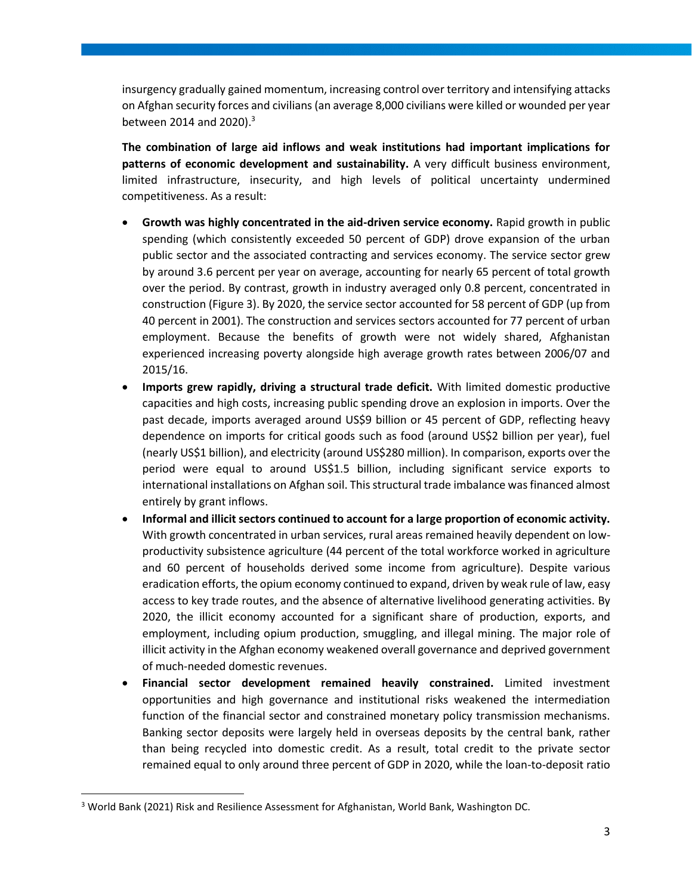insurgency gradually gained momentum, increasing control over territory and intensifying attacks on Afghan security forces and civilians (an average 8,000 civilians were killed or wounded per year between 2014 and 2020).[3]

**The combination of large aid inflows and weak institutions had important implications for patterns of economic development and sustainability.** A very difficult business environment, limited infrastructure, insecurity, and high levels of political uncertainty undermined competitiveness. As a result:

- **Growth was highly concentrated in the aid-driven service economy.** Rapid growth in public spending (which consistently exceeded 50 percent of GDP) drove expansion of the urban public sector and the associated contracting and services economy. The service sector grew by around 3.6 percent per year on average, accounting for nearly 65 percent of total growth over the period. By contrast, growth in industry averaged only 0.8 percent, concentrated in construction (Figure 3). By 2020, the service sector accounted for 58 percent of GDP (up from 40 percent in 2001). The construction and services sectors accounted for 77 percent of urban employment. Because the benefits of growth were not widely shared, Afghanistan experienced increasing poverty alongside high average growth rates between 2006/07 and 2015/16.
- **Imports grew rapidly, driving a structural trade deficit.** With limited domestic productive capacities and high costs, increasing public spending drove an explosion in imports. Over the past decade, imports averaged around US$9 billion or 45 percent of GDP, reflecting heavy dependence on imports for critical goods such as food (around US$2 billion per year), fuel (nearly US$1 billion), and electricity (around US$280 million). In comparison, exports over the period were equal to around US$1.5 billion, including significant service exports to international installations on Afghan soil. This structural trade imbalance was financed almost entirely by grant inflows.
- **Informal and illicit sectors continued to account for a large proportion of economic activity.** With growth concentrated in urban services, rural areas remained heavily dependent on low-productivity subsistence agriculture (44 percent of the total workforce worked in agriculture and 60 percent of households derived some income from agriculture). Despite various eradication efforts, the opium economy continued to expand, driven by weak rule of law, easy access to key trade routes, and the absence of alternative livelihood generating activities. By 2020, the illicit economy accounted for a significant share of production, exports, and employment, including opium production, smuggling, and illegal mining. The major role of illicit activity in the Afghan economy weakened overall governance and deprived government of much-needed domestic revenues.
- **Financial sector development remained heavily constrained.** Limited investment opportunities and high governance and institutional risks weakened the intermediation function of the financial sector and constrained monetary policy transmission mechanisms. Banking sector deposits were largely held in overseas deposits by the central bank, rather than being recycled into domestic credit. As a result, total credit to the private sector remained equal to only around three percent of GDP in 2020, while the loan-to-deposit ratio

[3] World Bank (2021) Risk and Resilience Assessment for Afghanistan, World Bank, Washington DC.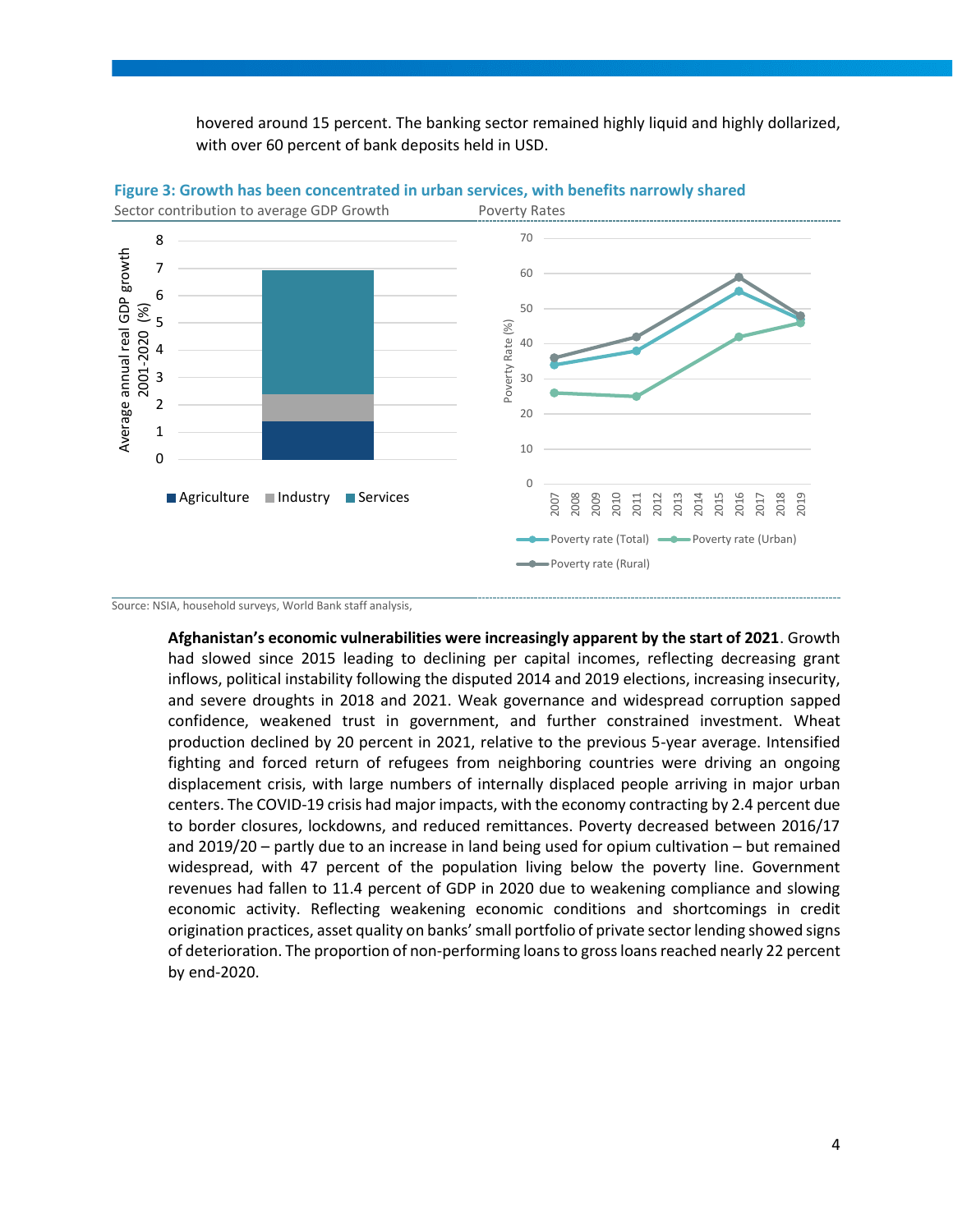hovered around 15 percent. The banking sector remained highly liquid and highly dollarized, with over 60 percent of bank deposits held in USD.

**Figure 3: Growth has been concentrated in urban services, with benefits narrowly shared**

Sector contribution to average GDP Growth

Poverty Rates

Source: NSIA, household surveys, World Bank staff analysis,

**Afghanistan's economic vulnerabilities were increasingly apparent by the start of 2021**. Growth had slowed since 2015 leading to declining per capital incomes, reflecting decreasing grant inflows, political instability following the disputed 2014 and 2019 elections, increasing insecurity, and severe droughts in 2018 and 2021. Weak governance and widespread corruption sapped confidence, weakened trust in government, and further constrained investment. Wheat production declined by 20 percent in 2021, relative to the previous 5-year average. Intensified fighting and forced return of refugees from neighboring countries were driving an ongoing displacement crisis, with large numbers of internally displaced people arriving in major urban centers. The COVID-19 crisis had major impacts, with the economy contracting by 2.4 percent due to border closures, lockdowns, and reduced remittances. Poverty decreased between 2016/17 and 2019/20 – partly due to an increase in land being used for opium cultivation – but remained widespread, with 47 percent of the population living below the poverty line. Government revenues had fallen to 11.4 percent of GDP in 2020 due to weakening compliance and slowing economic activity. Reflecting weakening economic conditions and shortcomings in credit origination practices, asset quality on banks' small portfolio of private sector lending showed signs of deterioration. The proportion of non-performing loans to gross loans reached nearly 22 percent by end-2020.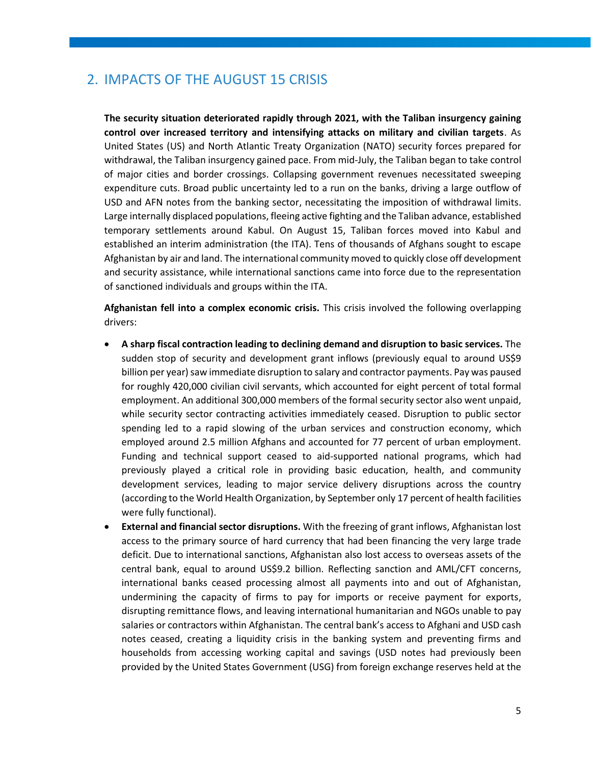## 2. IMPACTS OF THE AUGUST 15 CRISIS

**The security situation deteriorated rapidly through 2021, with the Taliban insurgency gaining control over increased territory and intensifying attacks on military and civilian targets**. As United States (US) and North Atlantic Treaty Organization (NATO) security forces prepared for withdrawal, the Taliban insurgency gained pace. From mid-July, the Taliban began to take control of major cities and border crossings. Collapsing government revenues necessitated sweeping expenditure cuts. Broad public uncertainty led to a run on the banks, driving a large outflow of USD and AFN notes from the banking sector, necessitating the imposition of withdrawal limits. Large internally displaced populations, fleeing active fighting and the Taliban advance, established temporary settlements around Kabul. On August 15, Taliban forces moved into Kabul and established an interim administration (the ITA). Tens of thousands of Afghans sought to escape Afghanistan by air and land. The international community moved to quickly close off development and security assistance, while international sanctions came into force due to the representation of sanctioned individuals and groups within the ITA.

**Afghanistan fell into a complex economic crisis.** This crisis involved the following overlapping drivers:

- **A sharp fiscal contraction leading to declining demand and disruption to basic services.** The sudden stop of security and development grant inflows (previously equal to around US$9 billion per year) saw immediate disruption to salary and contractor payments. Pay was paused for roughly 420,000 civilian civil servants, which accounted for eight percent of total formal employment. An additional 300,000 members of the formal security sector also went unpaid, while security sector contracting activities immediately ceased. Disruption to public sector spending led to a rapid slowing of the urban services and construction economy, which employed around 2.5 million Afghans and accounted for 77 percent of urban employment. Funding and technical support ceased to aid-supported national programs, which had previously played a critical role in providing basic education, health, and community development services, leading to major service delivery disruptions across the country (according to the World Health Organization, by September only 17 percent of health facilities were fully functional).
- **External and financial sector disruptions.** With the freezing of grant inflows, Afghanistan lost access to the primary source of hard currency that had been financing the very large trade deficit. Due to international sanctions, Afghanistan also lost access to overseas assets of the central bank, equal to around US$9.2 billion. Reflecting sanction and AML/CFT concerns, international banks ceased processing almost all payments into and out of Afghanistan, undermining the capacity of firms to pay for imports or receive payment for exports, disrupting remittance flows, and leaving international humanitarian and NGOs unable to pay salaries or contractors within Afghanistan. The central bank's access to Afghani and USD cash notes ceased, creating a liquidity crisis in the banking system and preventing firms and households from accessing working capital and savings (USD notes had previously been provided by the United States Government (USG) from foreign exchange reserves held at the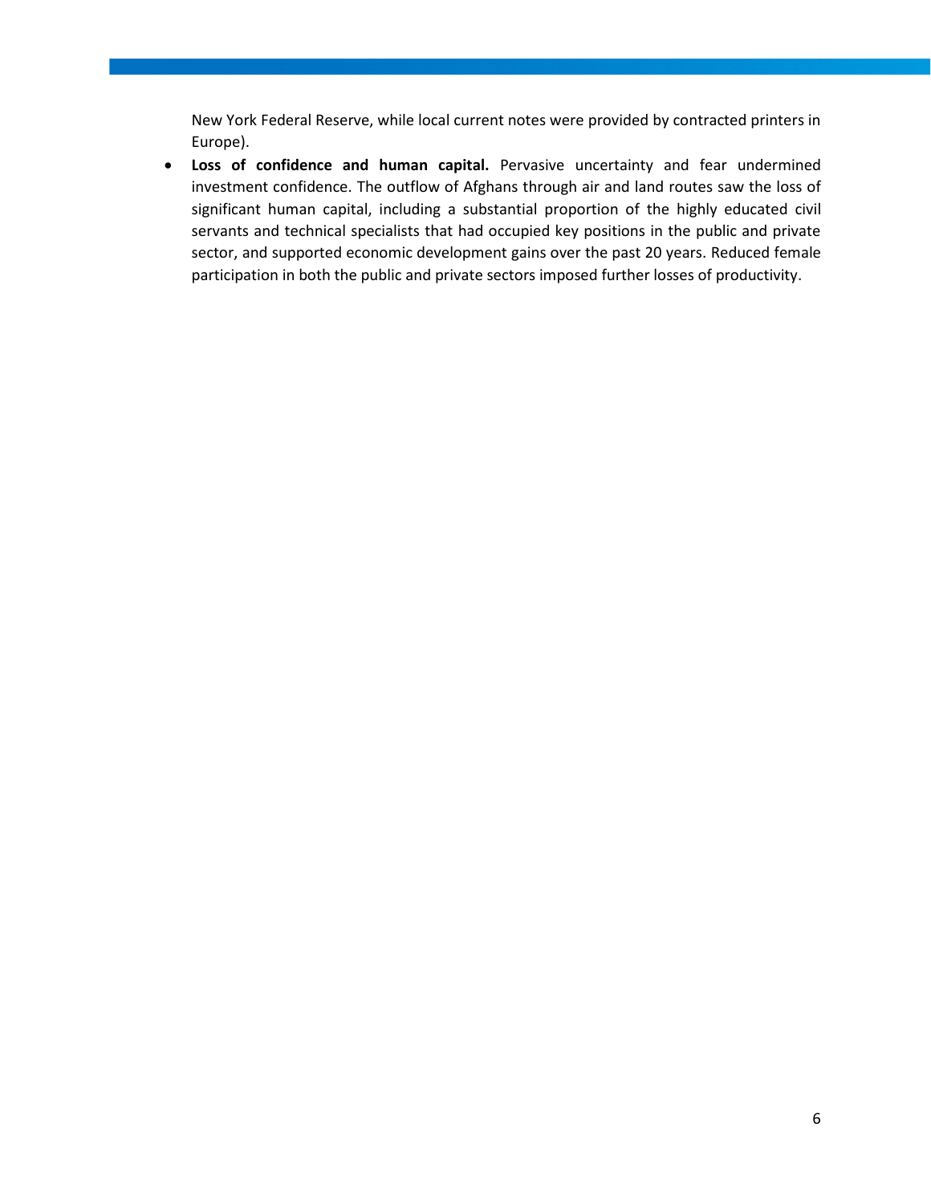New York Federal Reserve, while local current notes were provided by contracted printers in Europe).

- **Loss of confidence and human capital.** Pervasive uncertainty and fear undermined investment confidence. The outflow of Afghans through air and land routes saw the loss of significant human capital, including a substantial proportion of the highly educated civil servants and technical specialists that had occupied key positions in the public and private sector, and supported economic development gains over the past 20 years. Reduced female participation in both the public and private sectors imposed further losses of productivity.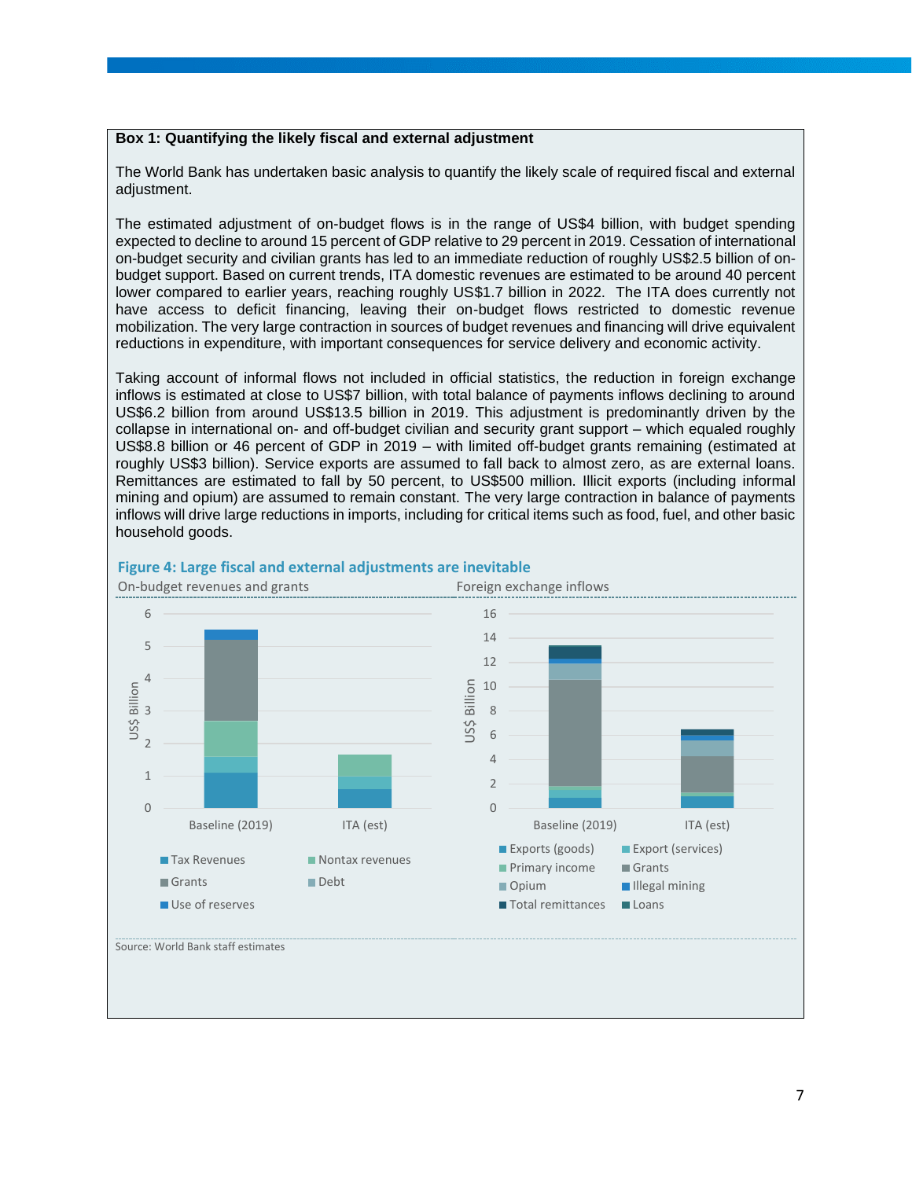**Box 1: Quantifying the likely fiscal and external adjustment**

The World Bank has undertaken basic analysis to quantify the likely scale of required fiscal and external adjustment.

The estimated adjustment of on-budget flows is in the range of US$4 billion, with budget spending expected to decline to around 15 percent of GDP relative to 29 percent in 2019. Cessation of international on-budget security and civilian grants has led to an immediate reduction of roughly US$2.5 billion of on-budget support. Based on current trends, ITA domestic revenues are estimated to be around 40 percent lower compared to earlier years, reaching roughly US$1.7 billion in 2022. The ITA does currently not have access to deficit financing, leaving their on-budget flows restricted to domestic revenue mobilization. The very large contraction in sources of budget revenues and financing will drive equivalent reductions in expenditure, with important consequences for service delivery and economic activity.

Taking account of informal flows not included in official statistics, the reduction in foreign exchange inflows is estimated at close to US$7 billion, with total balance of payments inflows declining to around US$6.2 billion from around US$13.5 billion in 2019. This adjustment is predominantly driven by the collapse in international on- and off-budget civilian and security grant support – which equaled roughly US$8.8 billion or 46 percent of GDP in 2019 – with limited off-budget grants remaining (estimated at roughly US$3 billion). Service exports are assumed to fall back to almost zero, as are external loans. Remittances are estimated to fall by 50 percent, to US$500 million. Illicit exports (including informal mining and opium) are assumed to remain constant. The very large contraction in balance of payments inflows will drive large reductions in imports, including for critical items such as food, fuel, and other basic household goods.

**Figure 4: Large fiscal and external adjustments are inevitable**

On-budget revenues and grants | Foreign exchange inflows

Source: World Bank staff estimates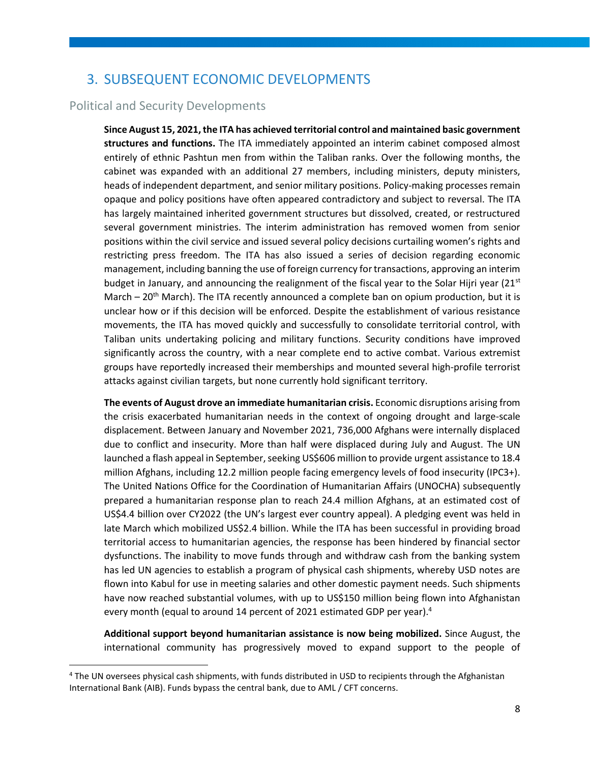# 3. SUBSEQUENT ECONOMIC DEVELOPMENTS

## Political and Security Developments

**Since August 15, 2021, the ITA has achieved territorial control and maintained basic government structures and functions.** The ITA immediately appointed an interim cabinet composed almost entirely of ethnic Pashtun men from within the Taliban ranks. Over the following months, the cabinet was expanded with an additional 27 members, including ministers, deputy ministers, heads of independent department, and senior military positions. Policy-making processes remain opaque and policy positions have often appeared contradictory and subject to reversal. The ITA has largely maintained inherited government structures but dissolved, created, or restructured several government ministries. The interim administration has removed women from senior positions within the civil service and issued several policy decisions curtailing women's rights and restricting press freedom. The ITA has also issued a series of decision regarding economic management, including banning the use of foreign currency for transactions, approving an interim budget in January, and announcing the realignment of the fiscal year to the Solar Hijri year (21st March – 20th March). The ITA recently announced a complete ban on opium production, but it is unclear how or if this decision will be enforced. Despite the establishment of various resistance movements, the ITA has moved quickly and successfully to consolidate territorial control, with Taliban units undertaking policing and military functions. Security conditions have improved significantly across the country, with a near complete end to active combat. Various extremist groups have reportedly increased their memberships and mounted several high-profile terrorist attacks against civilian targets, but none currently hold significant territory.

**The events of August drove an immediate humanitarian crisis.** Economic disruptions arising from the crisis exacerbated humanitarian needs in the context of ongoing drought and large-scale displacement. Between January and November 2021, 736,000 Afghans were internally displaced due to conflict and insecurity. More than half were displaced during July and August. The UN launched a flash appeal in September, seeking US$606 million to provide urgent assistance to 18.4 million Afghans, including 12.2 million people facing emergency levels of food insecurity (IPC3+). The United Nations Office for the Coordination of Humanitarian Affairs (UNOCHA) subsequently prepared a humanitarian response plan to reach 24.4 million Afghans, at an estimated cost of US$4.4 billion over CY2022 (the UN's largest ever country appeal). A pledging event was held in late March which mobilized US$2.4 billion. While the ITA has been successful in providing broad territorial access to humanitarian agencies, the response has been hindered by financial sector dysfunctions. The inability to move funds through and withdraw cash from the banking system has led UN agencies to establish a program of physical cash shipments, whereby USD notes are flown into Kabul for use in meeting salaries and other domestic payment needs. Such shipments have now reached substantial volumes, with up to US$150 million being flown into Afghanistan every month (equal to around 14 percent of 2021 estimated GDP per year).[4]

**Additional support beyond humanitarian assistance is now being mobilized.** Since August, the international community has progressively moved to expand support to the people of

[4] The UN oversees physical cash shipments, with funds distributed in USD to recipients through the Afghanistan International Bank (AIB). Funds bypass the central bank, due to AML / CFT concerns.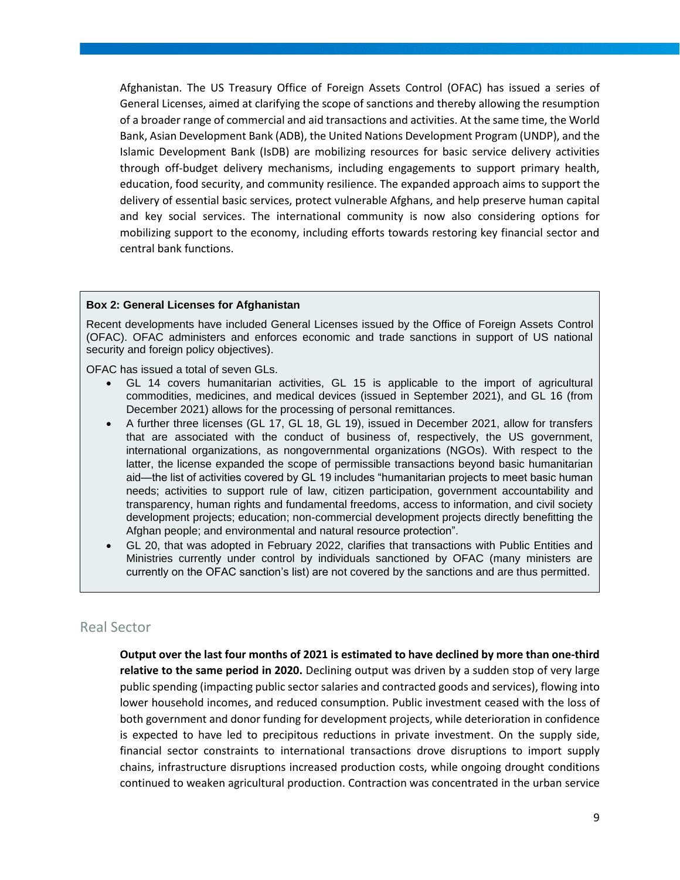Afghanistan. The US Treasury Office of Foreign Assets Control (OFAC) has issued a series of General Licenses, aimed at clarifying the scope of sanctions and thereby allowing the resumption of a broader range of commercial and aid transactions and activities. At the same time, the World Bank, Asian Development Bank (ADB), the United Nations Development Program (UNDP), and the Islamic Development Bank (IsDB) are mobilizing resources for basic service delivery activities through off-budget delivery mechanisms, including engagements to support primary health, education, food security, and community resilience. The expanded approach aims to support the delivery of essential basic services, protect vulnerable Afghans, and help preserve human capital and key social services. The international community is now also considering options for mobilizing support to the economy, including efforts towards restoring key financial sector and central bank functions.

**Box 2: General Licenses for Afghanistan**

Recent developments have included General Licenses issued by the Office of Foreign Assets Control (OFAC). OFAC administers and enforces economic and trade sanctions in support of US national security and foreign policy objectives).

OFAC has issued a total of seven GLs.

- GL 14 covers humanitarian activities, GL 15 is applicable to the import of agricultural commodities, medicines, and medical devices (issued in September 2021), and GL 16 (from December 2021) allows for the processing of personal remittances.
- A further three licenses (GL 17, GL 18, GL 19), issued in December 2021, allow for transfers that are associated with the conduct of business of, respectively, the US government, international organizations, as nongovernmental organizations (NGOs). With respect to the latter, the license expanded the scope of permissible transactions beyond basic humanitarian aid—the list of activities covered by GL 19 includes "humanitarian projects to meet basic human needs; activities to support rule of law, citizen participation, government accountability and transparency, human rights and fundamental freedoms, access to information, and civil society development projects; education; non-commercial development projects directly benefitting the Afghan people; and environmental and natural resource protection".
- GL 20, that was adopted in February 2022, clarifies that transactions with Public Entities and Ministries currently under control by individuals sanctioned by OFAC (many ministers are currently on the OFAC sanction's list) are not covered by the sanctions and are thus permitted.

## Real Sector

**Output over the last four months of 2021 is estimated to have declined by more than one-third relative to the same period in 2020.** Declining output was driven by a sudden stop of very large public spending (impacting public sector salaries and contracted goods and services), flowing into lower household incomes, and reduced consumption. Public investment ceased with the loss of both government and donor funding for development projects, while deterioration in confidence is expected to have led to precipitous reductions in private investment. On the supply side, financial sector constraints to international transactions drove disruptions to import supply chains, infrastructure disruptions increased production costs, while ongoing drought conditions continued to weaken agricultural production. Contraction was concentrated in the urban service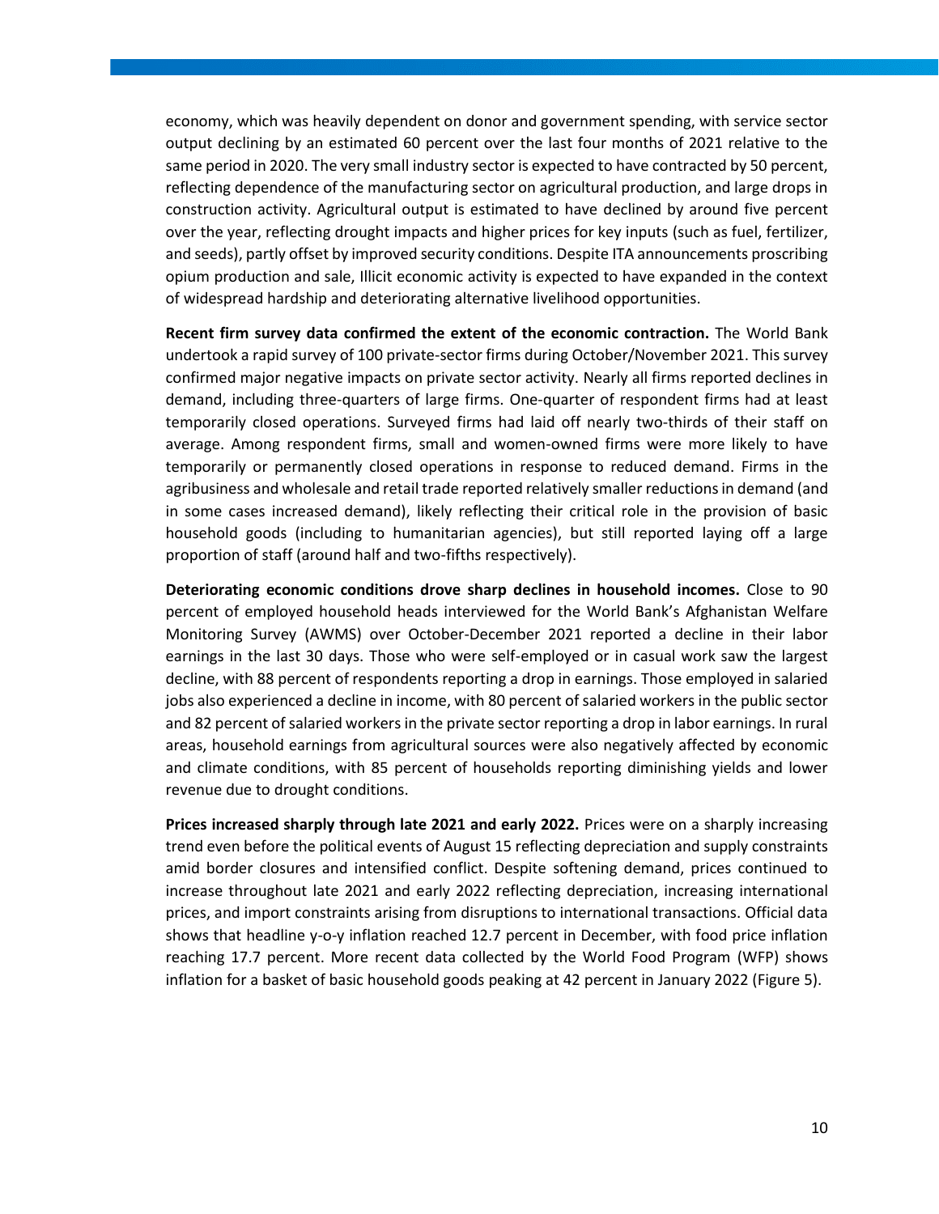economy, which was heavily dependent on donor and government spending, with service sector output declining by an estimated 60 percent over the last four months of 2021 relative to the same period in 2020. The very small industry sector is expected to have contracted by 50 percent, reflecting dependence of the manufacturing sector on agricultural production, and large drops in construction activity. Agricultural output is estimated to have declined by around five percent over the year, reflecting drought impacts and higher prices for key inputs (such as fuel, fertilizer, and seeds), partly offset by improved security conditions. Despite ITA announcements proscribing opium production and sale, Illicit economic activity is expected to have expanded in the context of widespread hardship and deteriorating alternative livelihood opportunities.

**Recent firm survey data confirmed the extent of the economic contraction.** The World Bank undertook a rapid survey of 100 private-sector firms during October/November 2021. This survey confirmed major negative impacts on private sector activity. Nearly all firms reported declines in demand, including three-quarters of large firms. One-quarter of respondent firms had at least temporarily closed operations. Surveyed firms had laid off nearly two-thirds of their staff on average. Among respondent firms, small and women-owned firms were more likely to have temporarily or permanently closed operations in response to reduced demand. Firms in the agribusiness and wholesale and retail trade reported relatively smaller reductions in demand (and in some cases increased demand), likely reflecting their critical role in the provision of basic household goods (including to humanitarian agencies), but still reported laying off a large proportion of staff (around half and two-fifths respectively).

**Deteriorating economic conditions drove sharp declines in household incomes.** Close to 90 percent of employed household heads interviewed for the World Bank's Afghanistan Welfare Monitoring Survey (AWMS) over October-December 2021 reported a decline in their labor earnings in the last 30 days. Those who were self-employed or in casual work saw the largest decline, with 88 percent of respondents reporting a drop in earnings. Those employed in salaried jobs also experienced a decline in income, with 80 percent of salaried workers in the public sector and 82 percent of salaried workers in the private sector reporting a drop in labor earnings. In rural areas, household earnings from agricultural sources were also negatively affected by economic and climate conditions, with 85 percent of households reporting diminishing yields and lower revenue due to drought conditions.

**Prices increased sharply through late 2021 and early 2022.** Prices were on a sharply increasing trend even before the political events of August 15 reflecting depreciation and supply constraints amid border closures and intensified conflict. Despite softening demand, prices continued to increase throughout late 2021 and early 2022 reflecting depreciation, increasing international prices, and import constraints arising from disruptions to international transactions. Official data shows that headline y-o-y inflation reached 12.7 percent in December, with food price inflation reaching 17.7 percent. More recent data collected by the World Food Program (WFP) shows inflation for a basket of basic household goods peaking at 42 percent in January 2022 (Figure 5).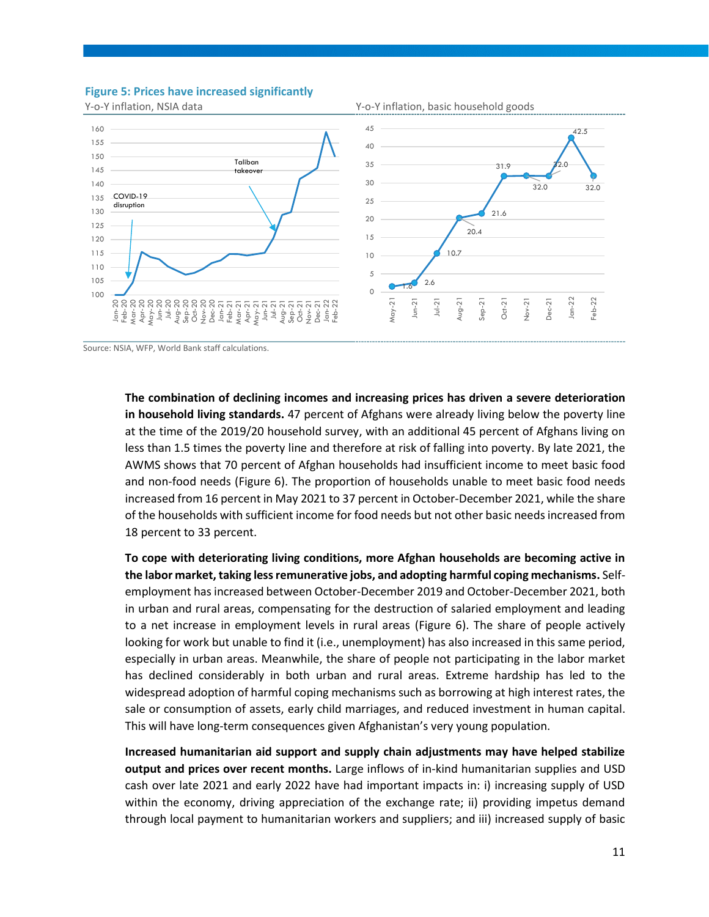**Figure 5: Prices have increased significantly**

Y-o-Y inflation, NSIA data

Y-o-Y inflation, basic household goods

Source: NSIA, WFP, World Bank staff calculations.

**The combination of declining incomes and increasing prices has driven a severe deterioration in household living standards.** 47 percent of Afghans were already living below the poverty line at the time of the 2019/20 household survey, with an additional 45 percent of Afghans living on less than 1.5 times the poverty line and therefore at risk of falling into poverty. By late 2021, the AWMS shows that 70 percent of Afghan households had insufficient income to meet basic food and non-food needs (Figure 6). The proportion of households unable to meet basic food needs increased from 16 percent in May 2021 to 37 percent in October-December 2021, while the share of the households with sufficient income for food needs but not other basic needs increased from 18 percent to 33 percent.

**To cope with deteriorating living conditions, more Afghan households are becoming active in the labor market, taking less remunerative jobs, and adopting harmful coping mechanisms.** Self-employment has increased between October-December 2019 and October-December 2021, both in urban and rural areas, compensating for the destruction of salaried employment and leading to a net increase in employment levels in rural areas (Figure 6). The share of people actively looking for work but unable to find it (i.e., unemployment) has also increased in this same period, especially in urban areas. Meanwhile, the share of people not participating in the labor market has declined considerably in both urban and rural areas. Extreme hardship has led to the widespread adoption of harmful coping mechanisms such as borrowing at high interest rates, the sale or consumption of assets, early child marriages, and reduced investment in human capital. This will have long-term consequences given Afghanistan's very young population.

**Increased humanitarian aid support and supply chain adjustments may have helped stabilize output and prices over recent months.** Large inflows of in-kind humanitarian supplies and USD cash over late 2021 and early 2022 have had important impacts in: i) increasing supply of USD within the economy, driving appreciation of the exchange rate; ii) providing impetus demand through local payment to humanitarian workers and suppliers; and iii) increased supply of basic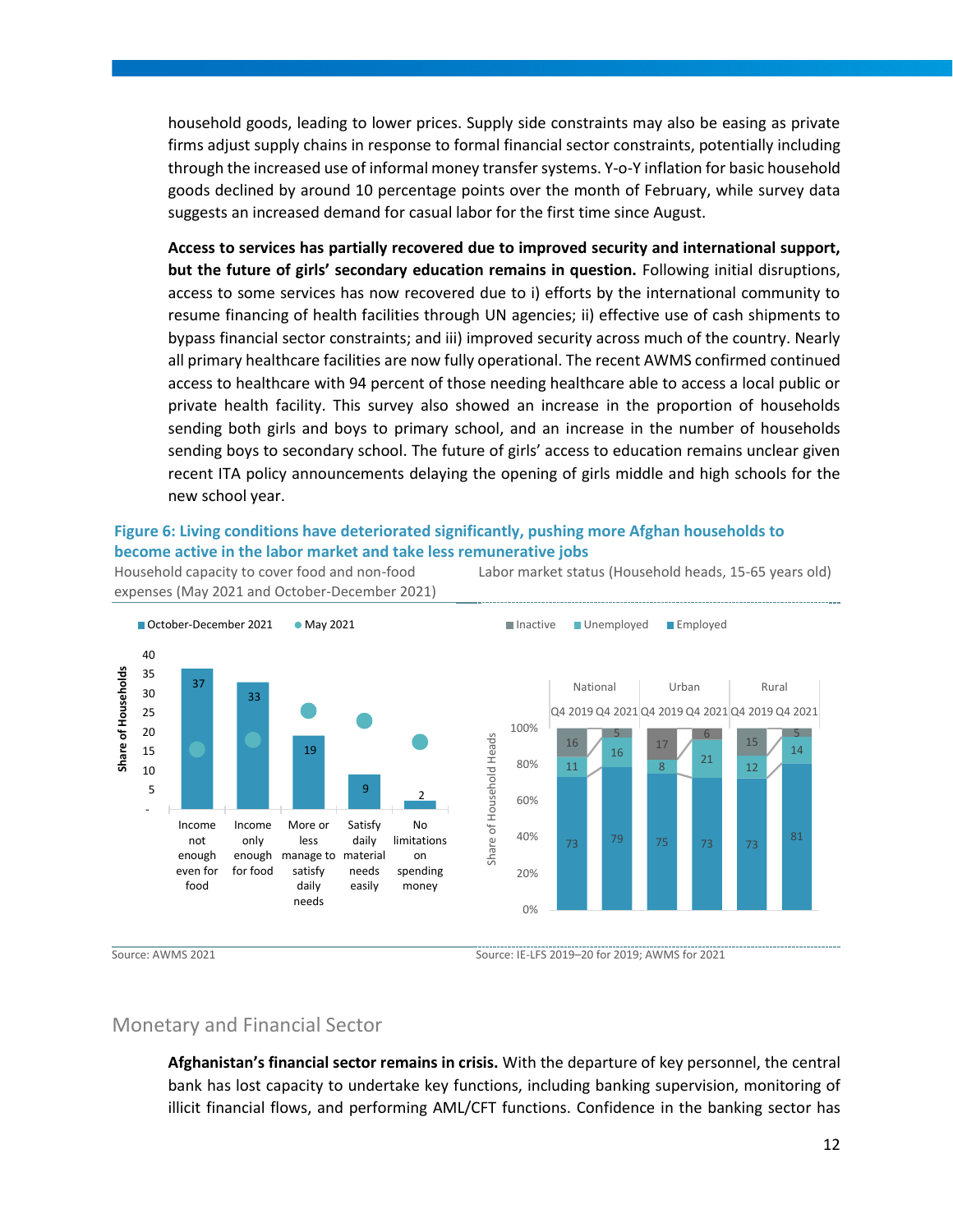household goods, leading to lower prices. Supply side constraints may also be easing as private firms adjust supply chains in response to formal financial sector constraints, potentially including through the increased use of informal money transfer systems. Y-o-Y inflation for basic household goods declined by around 10 percentage points over the month of February, while survey data suggests an increased demand for casual labor for the first time since August.

**Access to services has partially recovered due to improved security and international support, but the future of girls' secondary education remains in question.** Following initial disruptions, access to some services has now recovered due to i) efforts by the international community to resume financing of health facilities through UN agencies; ii) effective use of cash shipments to bypass financial sector constraints; and iii) improved security across much of the country. Nearly all primary healthcare facilities are now fully operational. The recent AWMS confirmed continued access to healthcare with 94 percent of those needing healthcare able to access a local public or private health facility. This survey also showed an increase in the proportion of households sending both girls and boys to primary school, and an increase in the number of households sending boys to secondary school. The future of girls' access to education remains unclear given recent ITA policy announcements delaying the opening of girls middle and high schools for the new school year.

**Figure 6: Living conditions have deteriorated significantly, pushing more Afghan households to become active in the labor market and take less remunerative jobs**

Household capacity to cover food and non-food expenses (May 2021 and October-December 2021)

| Share of Households | October-December 2021 |
|---|---|
| Income not enough even for food | 37 |
| Income only enough for food | 33 |
| More or less manage to satisfy daily needs | 19 |
| Satisfy daily material needs easily | 9 |
| No limitations on spending money | 2 |

Source: AWMS 2021

Labor market status (Household heads, 15-65 years old)

| | National Q4 2019 | National Q4 2021 | Urban Q4 2019 | Urban Q4 2021 | Rural Q4 2019 | Rural Q4 2021 |
|---|---|---|---|---|---|---|
| Inactive | 16 | 5 | 17 | 6 | 15 | 5 |
| Unemployed | 11 | 16 | 8 | 21 | 12 | 14 |
| Employed | 73 | 79 | 75 | 73 | 73 | 81 |

Source: IE-LFS 2019–20 for 2019; AWMS for 2021

## Monetary and Financial Sector

**Afghanistan's financial sector remains in crisis.** With the departure of key personnel, the central bank has lost capacity to undertake key functions, including banking supervision, monitoring of illicit financial flows, and performing AML/CFT functions. Confidence in the banking sector has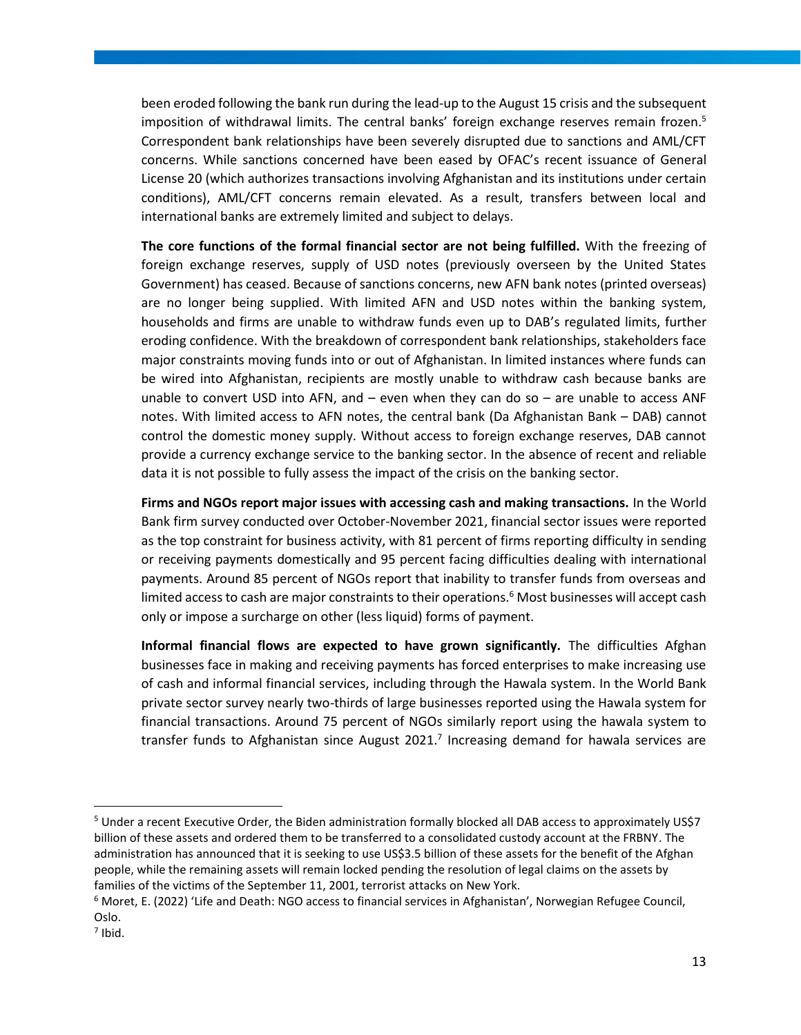been eroded following the bank run during the lead-up to the August 15 crisis and the subsequent imposition of withdrawal limits. The central banks' foreign exchange reserves remain frozen.[5] Correspondent bank relationships have been severely disrupted due to sanctions and AML/CFT concerns. While sanctions concerned have been eased by OFAC's recent issuance of General License 20 (which authorizes transactions involving Afghanistan and its institutions under certain conditions), AML/CFT concerns remain elevated. As a result, transfers between local and international banks are extremely limited and subject to delays.

**The core functions of the formal financial sector are not being fulfilled.** With the freezing of foreign exchange reserves, supply of USD notes (previously overseen by the United States Government) has ceased. Because of sanctions concerns, new AFN bank notes (printed overseas) are no longer being supplied. With limited AFN and USD notes within the banking system, households and firms are unable to withdraw funds even up to DAB's regulated limits, further eroding confidence. With the breakdown of correspondent bank relationships, stakeholders face major constraints moving funds into or out of Afghanistan. In limited instances where funds can be wired into Afghanistan, recipients are mostly unable to withdraw cash because banks are unable to convert USD into AFN, and – even when they can do so – are unable to access ANF notes. With limited access to AFN notes, the central bank (Da Afghanistan Bank – DAB) cannot control the domestic money supply. Without access to foreign exchange reserves, DAB cannot provide a currency exchange service to the banking sector. In the absence of recent and reliable data it is not possible to fully assess the impact of the crisis on the banking sector.

**Firms and NGOs report major issues with accessing cash and making transactions.** In the World Bank firm survey conducted over October-November 2021, financial sector issues were reported as the top constraint for business activity, with 81 percent of firms reporting difficulty in sending or receiving payments domestically and 95 percent facing difficulties dealing with international payments. Around 85 percent of NGOs report that inability to transfer funds from overseas and limited access to cash are major constraints to their operations.[6] Most businesses will accept cash only or impose a surcharge on other (less liquid) forms of payment.

**Informal financial flows are expected to have grown significantly.** The difficulties Afghan businesses face in making and receiving payments has forced enterprises to make increasing use of cash and informal financial services, including through the Hawala system. In the World Bank private sector survey nearly two-thirds of large businesses reported using the Hawala system for financial transactions. Around 75 percent of NGOs similarly report using the hawala system to transfer funds to Afghanistan since August 2021.[7] Increasing demand for hawala services are

---

[5] Under a recent Executive Order, the Biden administration formally blocked all DAB access to approximately US$7 billion of these assets and ordered them to be transferred to a consolidated custody account at the FRBNY. The administration has announced that it is seeking to use US$3.5 billion of these assets for the benefit of the Afghan people, while the remaining assets will remain locked pending the resolution of legal claims on the assets by families of the victims of the September 11, 2001, terrorist attacks on New York.

[6] Moret, E. (2022) 'Life and Death: NGO access to financial services in Afghanistan', Norwegian Refugee Council, Oslo.

[7] Ibid.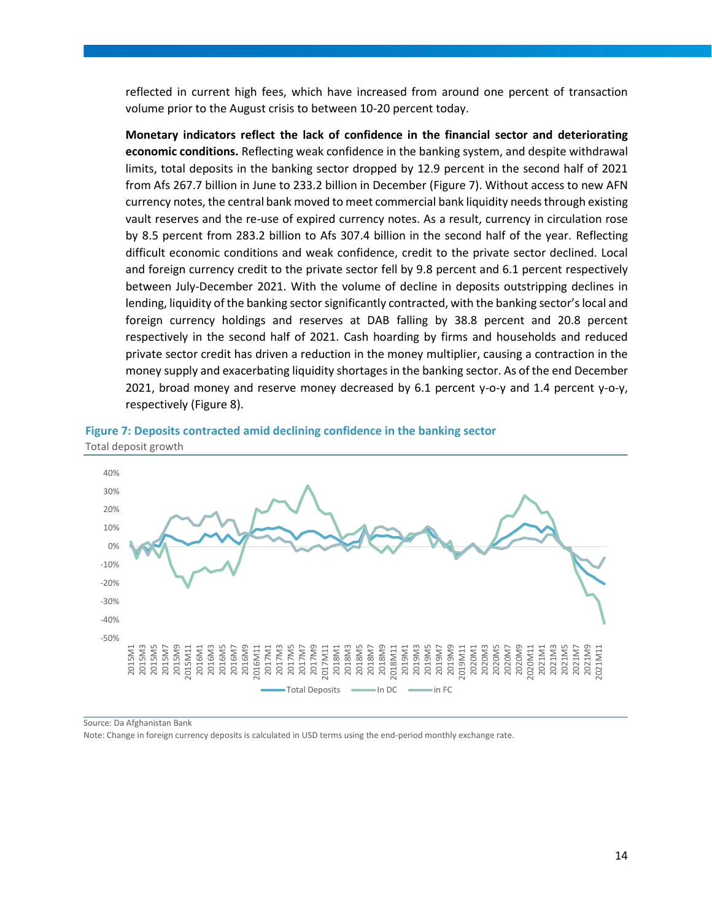reflected in current high fees, which have increased from around one percent of transaction volume prior to the August crisis to between 10-20 percent today.

**Monetary indicators reflect the lack of confidence in the financial sector and deteriorating economic conditions.** Reflecting weak confidence in the banking system, and despite withdrawal limits, total deposits in the banking sector dropped by 12.9 percent in the second half of 2021 from Afs 267.7 billion in June to 233.2 billion in December (Figure 7). Without access to new AFN currency notes, the central bank moved to meet commercial bank liquidity needs through existing vault reserves and the re-use of expired currency notes. As a result, currency in circulation rose by 8.5 percent from 283.2 billion to Afs 307.4 billion in the second half of the year. Reflecting difficult economic conditions and weak confidence, credit to the private sector declined. Local and foreign currency credit to the private sector fell by 9.8 percent and 6.1 percent respectively between July-December 2021. With the volume of decline in deposits outstripping declines in lending, liquidity of the banking sector significantly contracted, with the banking sector's local and foreign currency holdings and reserves at DAB falling by 38.8 percent and 20.8 percent respectively in the second half of 2021. Cash hoarding by firms and households and reduced private sector credit has driven a reduction in the money multiplier, causing a contraction in the money supply and exacerbating liquidity shortages in the banking sector. As of the end December 2021, broad money and reserve money decreased by 6.1 percent y-o-y and 1.4 percent y-o-y, respectively (Figure 8).

**Figure 7: Deposits contracted amid declining confidence in the banking sector**

Total deposit growth

Source: Da Afghanistan Bank

Note: Change in foreign currency deposits is calculated in USD terms using the end-period monthly exchange rate.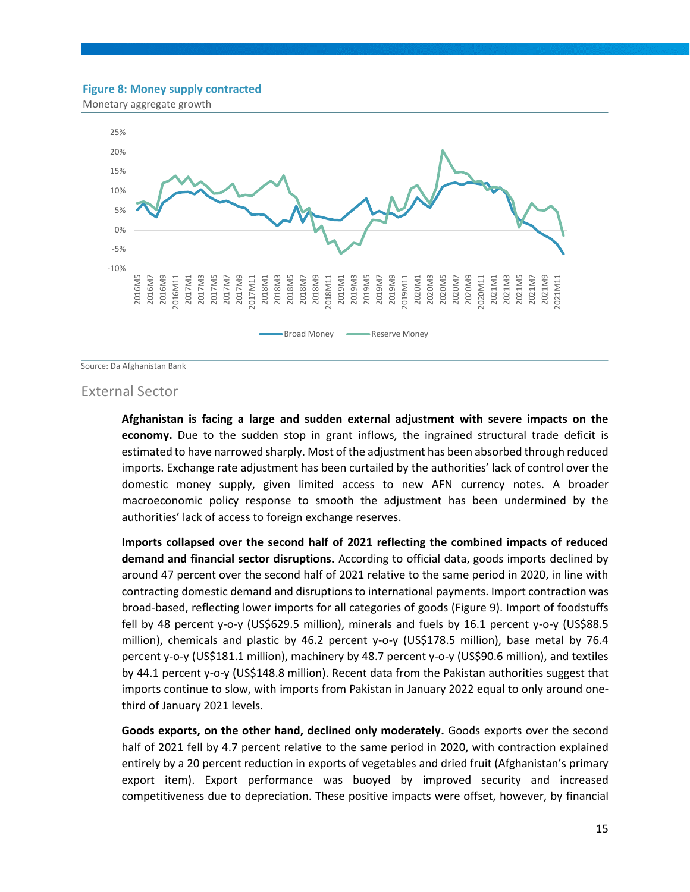**Figure 8: Money supply contracted**

Monetary aggregate growth

Source: Da Afghanistan Bank

## External Sector

**Afghanistan is facing a large and sudden external adjustment with severe impacts on the economy.** Due to the sudden stop in grant inflows, the ingrained structural trade deficit is estimated to have narrowed sharply. Most of the adjustment has been absorbed through reduced imports. Exchange rate adjustment has been curtailed by the authorities' lack of control over the domestic money supply, given limited access to new AFN currency notes. A broader macroeconomic policy response to smooth the adjustment has been undermined by the authorities' lack of access to foreign exchange reserves.

**Imports collapsed over the second half of 2021 reflecting the combined impacts of reduced demand and financial sector disruptions.** According to official data, goods imports declined by around 47 percent over the second half of 2021 relative to the same period in 2020, in line with contracting domestic demand and disruptions to international payments. Import contraction was broad-based, reflecting lower imports for all categories of goods (Figure 9). Import of foodstuffs fell by 48 percent y-o-y (US$629.5 million), minerals and fuels by 16.1 percent y-o-y (US$88.5 million), chemicals and plastic by 46.2 percent y-o-y (US$178.5 million), base metal by 76.4 percent y-o-y (US$181.1 million), machinery by 48.7 percent y-o-y (US$90.6 million), and textiles by 44.1 percent y-o-y (US$148.8 million). Recent data from the Pakistan authorities suggest that imports continue to slow, with imports from Pakistan in January 2022 equal to only around one-third of January 2021 levels.

**Goods exports, on the other hand, declined only moderately.** Goods exports over the second half of 2021 fell by 4.7 percent relative to the same period in 2020, with contraction explained entirely by a 20 percent reduction in exports of vegetables and dried fruit (Afghanistan's primary export item). Export performance was buoyed by improved security and increased competitiveness due to depreciation. These positive impacts were offset, however, by financial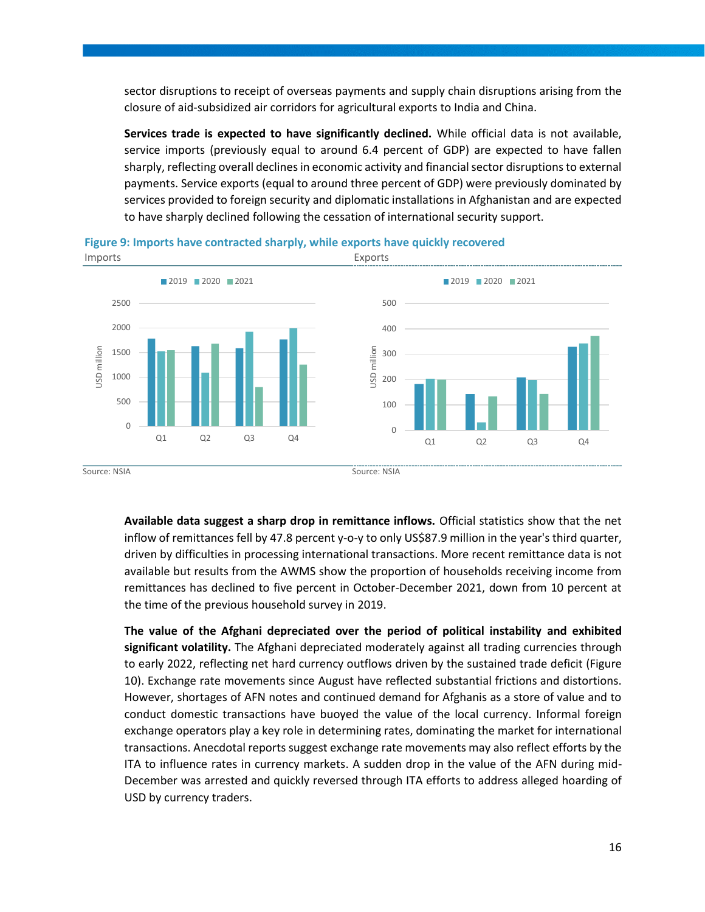sector disruptions to receipt of overseas payments and supply chain disruptions arising from the closure of aid-subsidized air corridors for agricultural exports to India and China.

**Services trade is expected to have significantly declined.** While official data is not available, service imports (previously equal to around 6.4 percent of GDP) are expected to have fallen sharply, reflecting overall declines in economic activity and financial sector disruptions to external payments. Service exports (equal to around three percent of GDP) were previously dominated by services provided to foreign security and diplomatic installations in Afghanistan and are expected to have sharply declined following the cessation of international security support.

**Figure 9: Imports have contracted sharply, while exports have quickly recovered**

Imports

Source: NSIA

Exports

Source: NSIA

**Available data suggest a sharp drop in remittance inflows.** Official statistics show that the net inflow of remittances fell by 47.8 percent y-o-y to only US$87.9 million in the year's third quarter, driven by difficulties in processing international transactions. More recent remittance data is not available but results from the AWMS show the proportion of households receiving income from remittances has declined to five percent in October-December 2021, down from 10 percent at the time of the previous household survey in 2019.

**The value of the Afghani depreciated over the period of political instability and exhibited significant volatility.** The Afghani depreciated moderately against all trading currencies through to early 2022, reflecting net hard currency outflows driven by the sustained trade deficit (Figure 10). Exchange rate movements since August have reflected substantial frictions and distortions. However, shortages of AFN notes and continued demand for Afghanis as a store of value and to conduct domestic transactions have buoyed the value of the local currency. Informal foreign exchange operators play a key role in determining rates, dominating the market for international transactions. Anecdotal reports suggest exchange rate movements may also reflect efforts by the ITA to influence rates in currency markets. A sudden drop in the value of the AFN during mid-December was arrested and quickly reversed through ITA efforts to address alleged hoarding of USD by currency traders.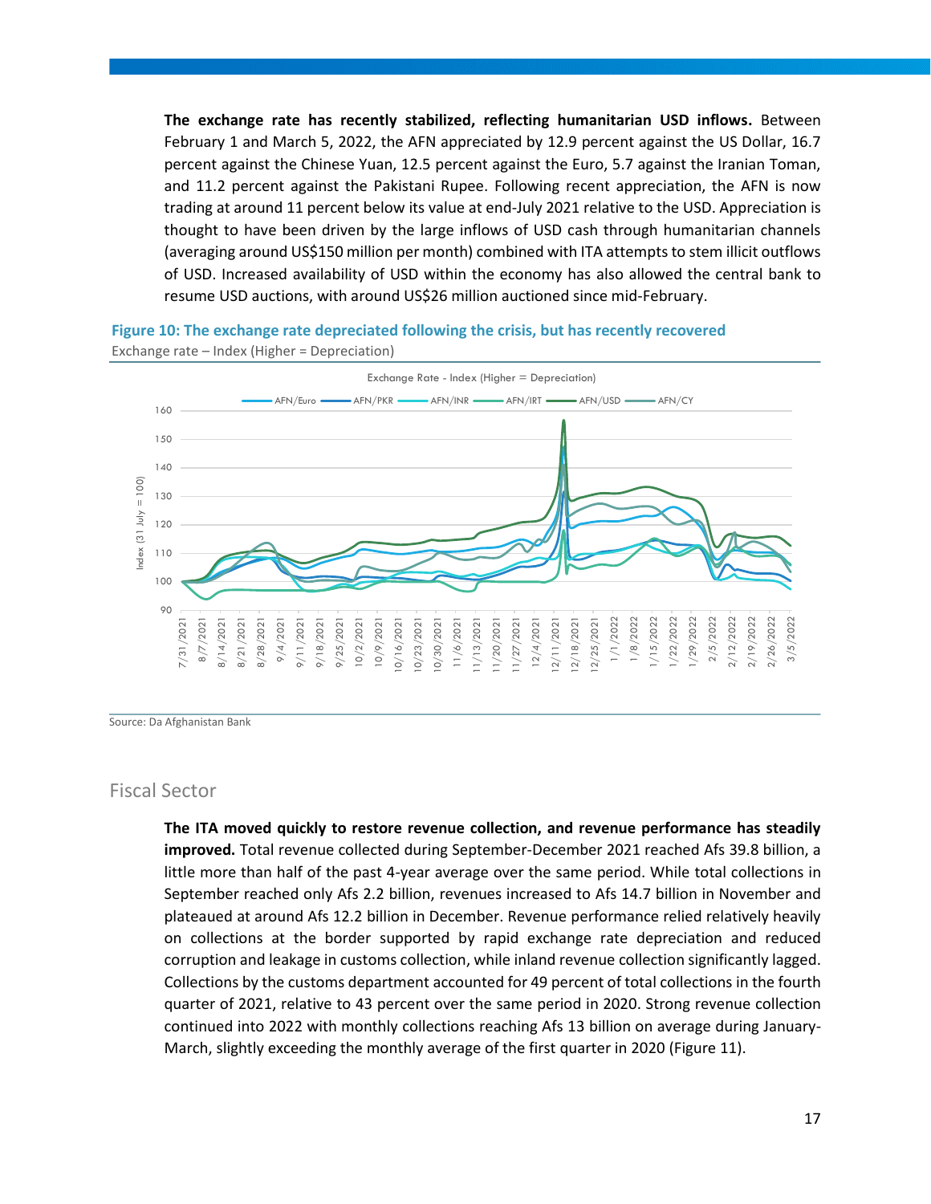**The exchange rate has recently stabilized, reflecting humanitarian USD inflows.** Between February 1 and March 5, 2022, the AFN appreciated by 12.9 percent against the US Dollar, 16.7 percent against the Chinese Yuan, 12.5 percent against the Euro, 5.7 against the Iranian Toman, and 11.2 percent against the Pakistani Rupee. Following recent appreciation, the AFN is now trading at around 11 percent below its value at end-July 2021 relative to the USD. Appreciation is thought to have been driven by the large inflows of USD cash through humanitarian channels (averaging around US$150 million per month) combined with ITA attempts to stem illicit outflows of USD. Increased availability of USD within the economy has also allowed the central bank to resume USD auctions, with around US$26 million auctioned since mid-February.

**Figure 10: The exchange rate depreciated following the crisis, but has recently recovered**

Exchange rate – Index (Higher = Depreciation)

Source: Da Afghanistan Bank

## Fiscal Sector

**The ITA moved quickly to restore revenue collection, and revenue performance has steadily improved.** Total revenue collected during September-December 2021 reached Afs 39.8 billion, a little more than half of the past 4-year average over the same period. While total collections in September reached only Afs 2.2 billion, revenues increased to Afs 14.7 billion in November and plateaued at around Afs 12.2 billion in December. Revenue performance relied relatively heavily on collections at the border supported by rapid exchange rate depreciation and reduced corruption and leakage in customs collection, while inland revenue collection significantly lagged. Collections by the customs department accounted for 49 percent of total collections in the fourth quarter of 2021, relative to 43 percent over the same period in 2020. Strong revenue collection continued into 2022 with monthly collections reaching Afs 13 billion on average during January-March, slightly exceeding the monthly average of the first quarter in 2020 (Figure 11).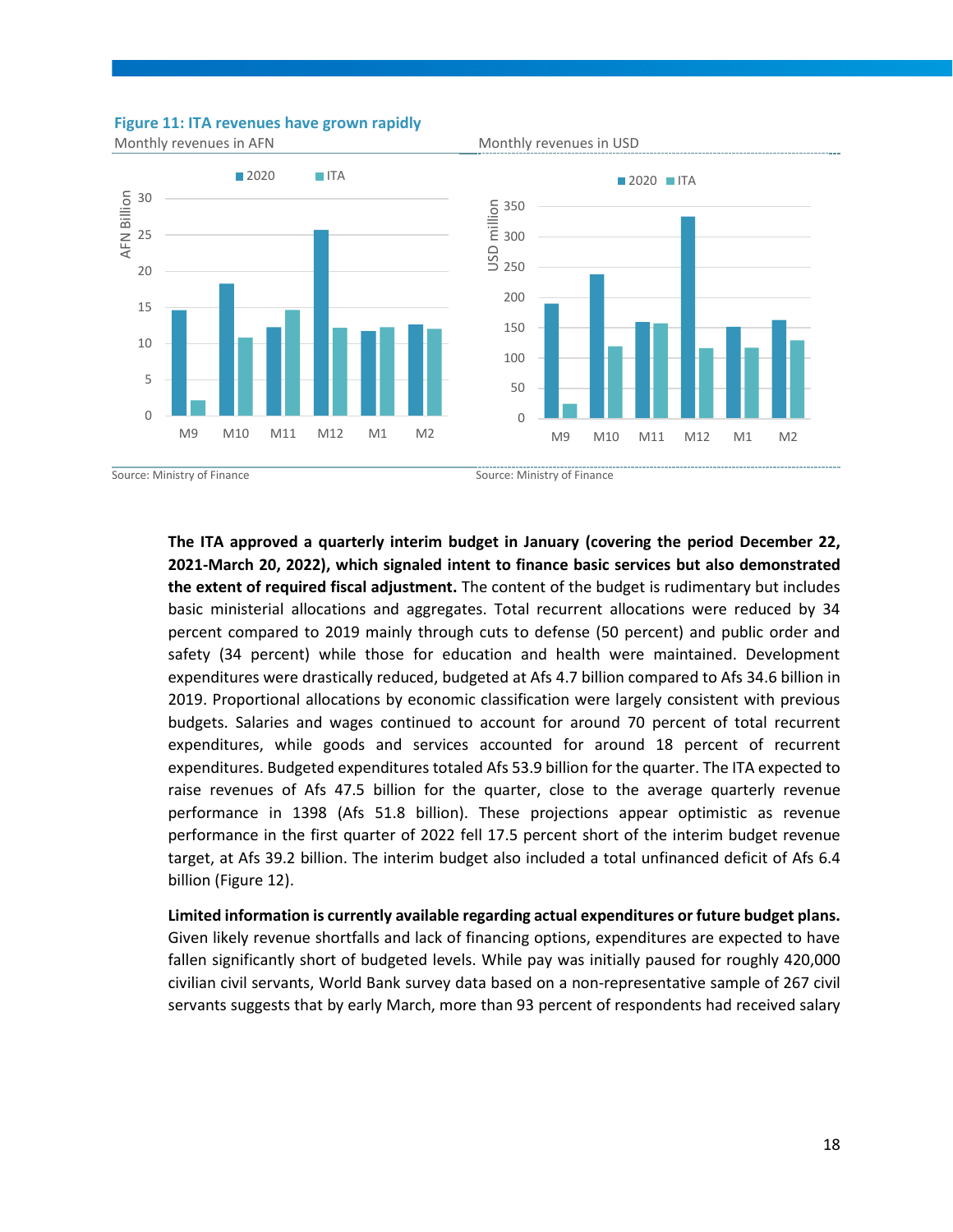**Figure 11: ITA revenues have grown rapidly**

Monthly revenues in AFN

Source: Ministry of Finance

Monthly revenues in USD

Source: Ministry of Finance

**The ITA approved a quarterly interim budget in January (covering the period December 22, 2021-March 20, 2022), which signaled intent to finance basic services but also demonstrated the extent of required fiscal adjustment.** The content of the budget is rudimentary but includes basic ministerial allocations and aggregates. Total recurrent allocations were reduced by 34 percent compared to 2019 mainly through cuts to defense (50 percent) and public order and safety (34 percent) while those for education and health were maintained. Development expenditures were drastically reduced, budgeted at Afs 4.7 billion compared to Afs 34.6 billion in 2019. Proportional allocations by economic classification were largely consistent with previous budgets. Salaries and wages continued to account for around 70 percent of total recurrent expenditures, while goods and services accounted for around 18 percent of recurrent expenditures. Budgeted expenditures totaled Afs 53.9 billion for the quarter. The ITA expected to raise revenues of Afs 47.5 billion for the quarter, close to the average quarterly revenue performance in 1398 (Afs 51.8 billion). These projections appear optimistic as revenue performance in the first quarter of 2022 fell 17.5 percent short of the interim budget revenue target, at Afs 39.2 billion. The interim budget also included a total unfinanced deficit of Afs 6.4 billion (Figure 12).

**Limited information is currently available regarding actual expenditures or future budget plans.** Given likely revenue shortfalls and lack of financing options, expenditures are expected to have fallen significantly short of budgeted levels. While pay was initially paused for roughly 420,000 civilian civil servants, World Bank survey data based on a non-representative sample of 267 civil servants suggests that by early March, more than 93 percent of respondents had received salary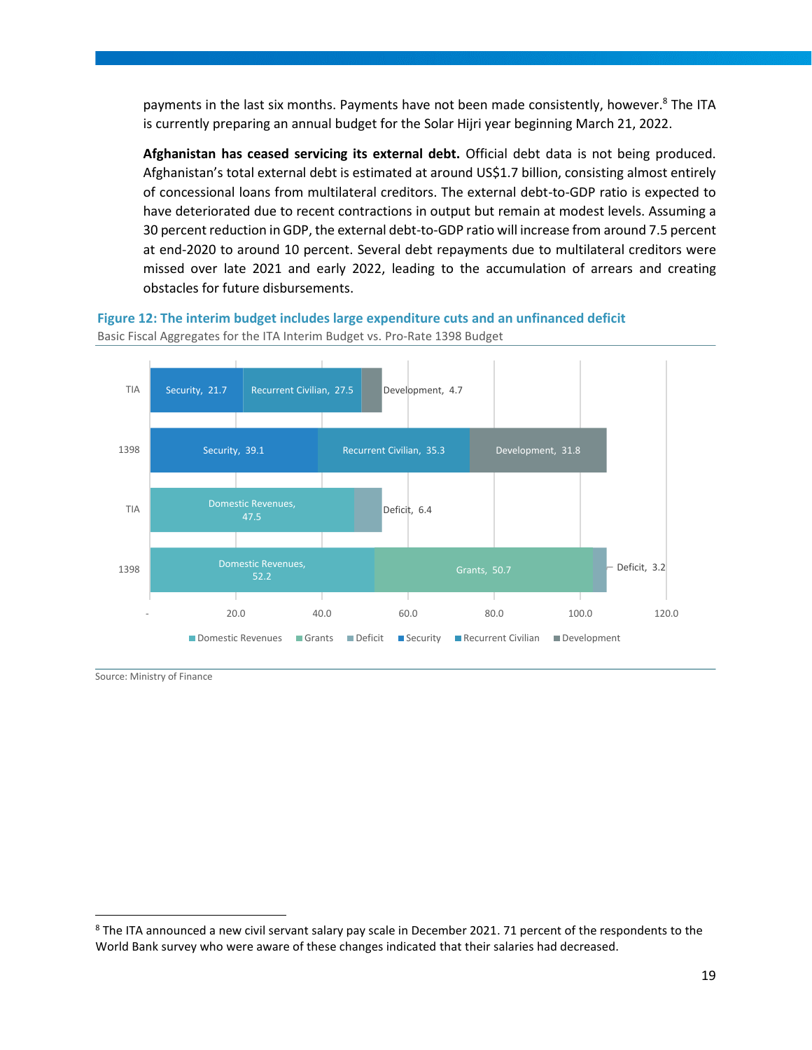payments in the last six months. Payments have not been made consistently, however.[8] The ITA is currently preparing an annual budget for the Solar Hijri year beginning March 21, 2022.

**Afghanistan has ceased servicing its external debt.** Official debt data is not being produced. Afghanistan's total external debt is estimated at around US$1.7 billion, consisting almost entirely of concessional loans from multilateral creditors. The external debt-to-GDP ratio is expected to have deteriorated due to recent contractions in output but remain at modest levels. Assuming a 30 percent reduction in GDP, the external debt-to-GDP ratio will increase from around 7.5 percent at end-2020 to around 10 percent. Several debt repayments due to multilateral creditors were missed over late 2021 and early 2022, leading to the accumulation of arrears and creating obstacles for future disbursements.

**Figure 12: The interim budget includes large expenditure cuts and an unfinanced deficit**

Basic Fiscal Aggregates for the ITA Interim Budget vs. Pro-Rate 1398 Budget

| | Security | Recurrent Civilian | Development | Domestic Revenues | Grants | Deficit |
|---|---|---|---|---|---|---|
| TIA | 21.7 | 27.5 | 4.7 | | | |
| 1398 | 39.1 | 35.3 | 31.8 | | | |
| TIA | | | | 47.5 | | 6.4 |
| 1398 | | | | 52.2 | 50.7 | 3.2 |

Source: Ministry of Finance

[8] The ITA announced a new civil servant salary pay scale in December 2021. 71 percent of the respondents to the World Bank survey who were aware of these changes indicated that their salaries had decreased.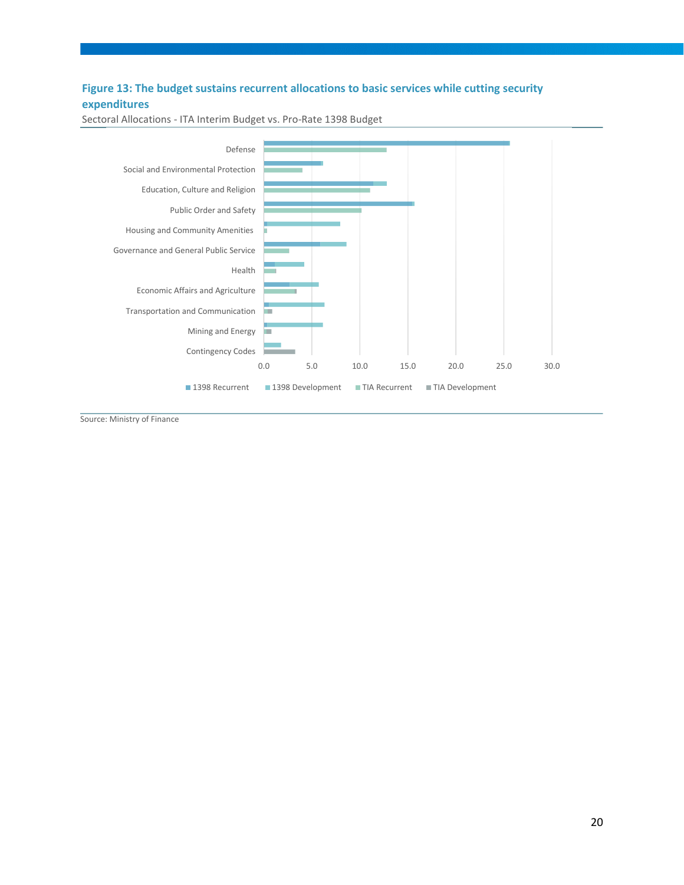**Figure 13: The budget sustains recurrent allocations to basic services while cutting security expenditures**

Sectoral Allocations - ITA Interim Budget vs. Pro-Rate 1398 Budget

Source: Ministry of Finance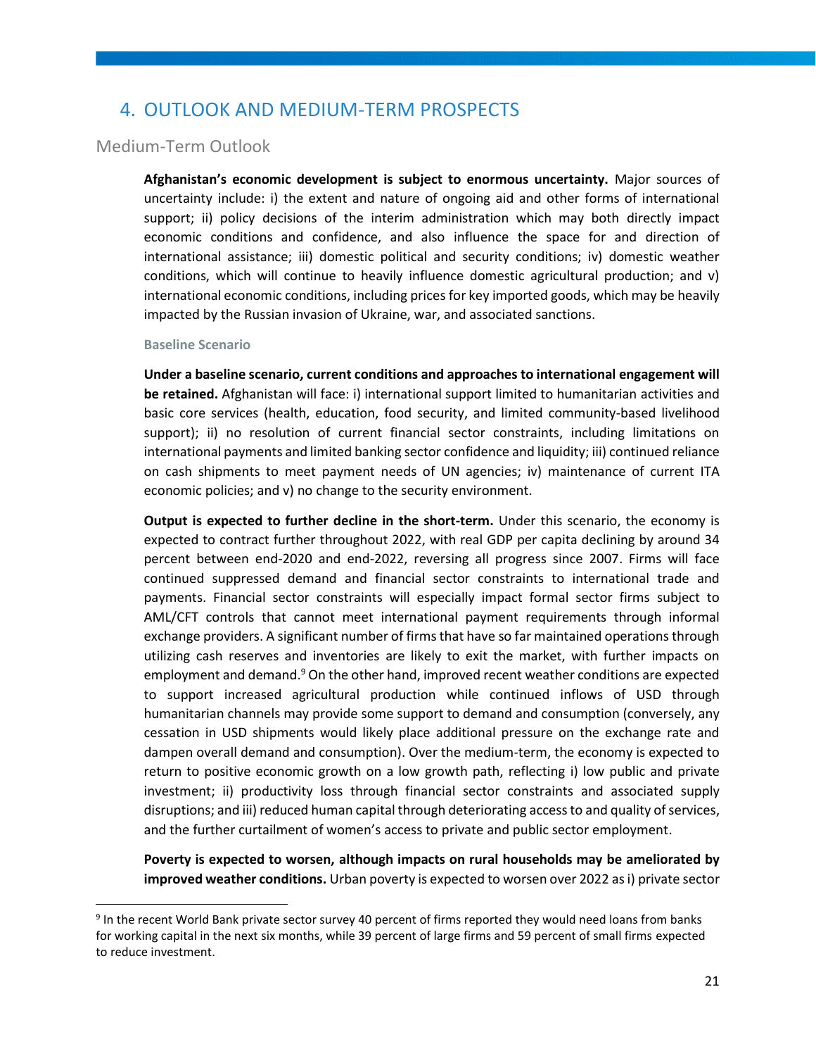## 4. OUTLOOK AND MEDIUM-TERM PROSPECTS

### Medium-Term Outlook

**Afghanistan's economic development is subject to enormous uncertainty.** Major sources of uncertainty include: i) the extent and nature of ongoing aid and other forms of international support; ii) policy decisions of the interim administration which may both directly impact economic conditions and confidence, and also influence the space for and direction of international assistance; iii) domestic political and security conditions; iv) domestic weather conditions, which will continue to heavily influence domestic agricultural production; and v) international economic conditions, including prices for key imported goods, which may be heavily impacted by the Russian invasion of Ukraine, war, and associated sanctions.

#### Baseline Scenario

**Under a baseline scenario, current conditions and approaches to international engagement will be retained.** Afghanistan will face: i) international support limited to humanitarian activities and basic core services (health, education, food security, and limited community-based livelihood support); ii) no resolution of current financial sector constraints, including limitations on international payments and limited banking sector confidence and liquidity; iii) continued reliance on cash shipments to meet payment needs of UN agencies; iv) maintenance of current ITA economic policies; and v) no change to the security environment.

**Output is expected to further decline in the short-term.** Under this scenario, the economy is expected to contract further throughout 2022, with real GDP per capita declining by around 34 percent between end-2020 and end-2022, reversing all progress since 2007. Firms will face continued suppressed demand and financial sector constraints to international trade and payments. Financial sector constraints will especially impact formal sector firms subject to AML/CFT controls that cannot meet international payment requirements through informal exchange providers. A significant number of firms that have so far maintained operations through utilizing cash reserves and inventories are likely to exit the market, with further impacts on employment and demand.[9] On the other hand, improved recent weather conditions are expected to support increased agricultural production while continued inflows of USD through humanitarian channels may provide some support to demand and consumption (conversely, any cessation in USD shipments would likely place additional pressure on the exchange rate and dampen overall demand and consumption). Over the medium-term, the economy is expected to return to positive economic growth on a low growth path, reflecting i) low public and private investment; ii) productivity loss through financial sector constraints and associated supply disruptions; and iii) reduced human capital through deteriorating access to and quality of services, and the further curtailment of women's access to private and public sector employment.

**Poverty is expected to worsen, although impacts on rural households may be ameliorated by improved weather conditions.** Urban poverty is expected to worsen over 2022 as i) private sector

---

[9] In the recent World Bank private sector survey 40 percent of firms reported they would need loans from banks for working capital in the next six months, while 39 percent of large firms and 59 percent of small firms expected to reduce investment.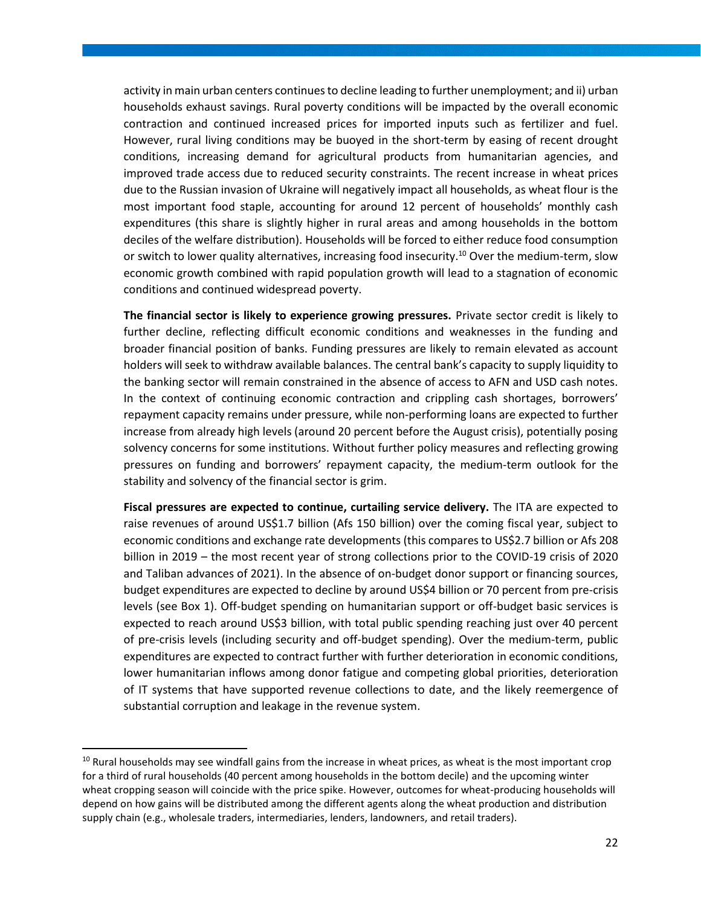activity in main urban centers continues to decline leading to further unemployment; and ii) urban households exhaust savings. Rural poverty conditions will be impacted by the overall economic contraction and continued increased prices for imported inputs such as fertilizer and fuel. However, rural living conditions may be buoyed in the short-term by easing of recent drought conditions, increasing demand for agricultural products from humanitarian agencies, and improved trade access due to reduced security constraints. The recent increase in wheat prices due to the Russian invasion of Ukraine will negatively impact all households, as wheat flour is the most important food staple, accounting for around 12 percent of households' monthly cash expenditures (this share is slightly higher in rural areas and among households in the bottom deciles of the welfare distribution). Households will be forced to either reduce food consumption or switch to lower quality alternatives, increasing food insecurity.[10] Over the medium-term, slow economic growth combined with rapid population growth will lead to a stagnation of economic conditions and continued widespread poverty.

**The financial sector is likely to experience growing pressures.** Private sector credit is likely to further decline, reflecting difficult economic conditions and weaknesses in the funding and broader financial position of banks. Funding pressures are likely to remain elevated as account holders will seek to withdraw available balances. The central bank's capacity to supply liquidity to the banking sector will remain constrained in the absence of access to AFN and USD cash notes. In the context of continuing economic contraction and crippling cash shortages, borrowers' repayment capacity remains under pressure, while non-performing loans are expected to further increase from already high levels (around 20 percent before the August crisis), potentially posing solvency concerns for some institutions. Without further policy measures and reflecting growing pressures on funding and borrowers' repayment capacity, the medium-term outlook for the stability and solvency of the financial sector is grim.

**Fiscal pressures are expected to continue, curtailing service delivery.** The ITA are expected to raise revenues of around US$1.7 billion (Afs 150 billion) over the coming fiscal year, subject to economic conditions and exchange rate developments (this compares to US$2.7 billion or Afs 208 billion in 2019 – the most recent year of strong collections prior to the COVID-19 crisis of 2020 and Taliban advances of 2021). In the absence of on-budget donor support or financing sources, budget expenditures are expected to decline by around US$4 billion or 70 percent from pre-crisis levels (see Box 1). Off-budget spending on humanitarian support or off-budget basic services is expected to reach around US$3 billion, with total public spending reaching just over 40 percent of pre-crisis levels (including security and off-budget spending). Over the medium-term, public expenditures are expected to contract further with further deterioration in economic conditions, lower humanitarian inflows among donor fatigue and competing global priorities, deterioration of IT systems that have supported revenue collections to date, and the likely reemergence of substantial corruption and leakage in the revenue system.

[10] Rural households may see windfall gains from the increase in wheat prices, as wheat is the most important crop for a third of rural households (40 percent among households in the bottom decile) and the upcoming winter wheat cropping season will coincide with the price spike. However, outcomes for wheat-producing households will depend on how gains will be distributed among the different agents along the wheat production and distribution supply chain (e.g., wholesale traders, intermediaries, lenders, landowners, and retail traders).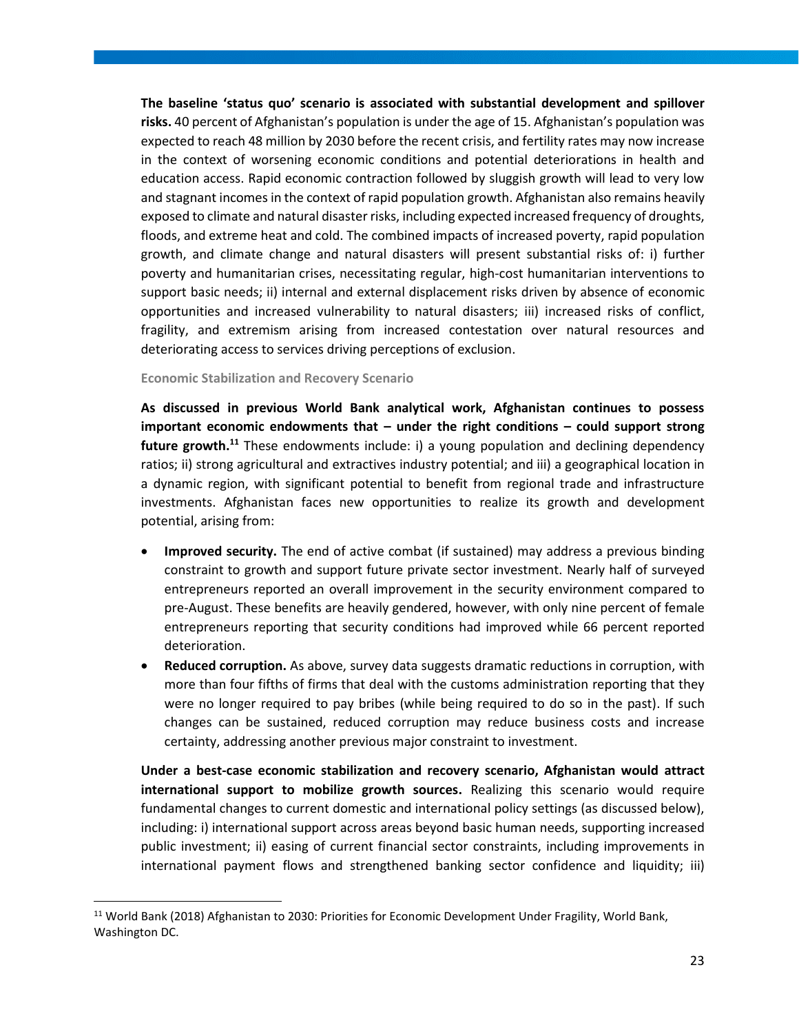**The baseline 'status quo' scenario is associated with substantial development and spillover risks.** 40 percent of Afghanistan's population is under the age of 15. Afghanistan's population was expected to reach 48 million by 2030 before the recent crisis, and fertility rates may now increase in the context of worsening economic conditions and potential deteriorations in health and education access. Rapid economic contraction followed by sluggish growth will lead to very low and stagnant incomes in the context of rapid population growth. Afghanistan also remains heavily exposed to climate and natural disaster risks, including expected increased frequency of droughts, floods, and extreme heat and cold. The combined impacts of increased poverty, rapid population growth, and climate change and natural disasters will present substantial risks of: i) further poverty and humanitarian crises, necessitating regular, high-cost humanitarian interventions to support basic needs; ii) internal and external displacement risks driven by absence of economic opportunities and increased vulnerability to natural disasters; iii) increased risks of conflict, fragility, and extremism arising from increased contestation over natural resources and deteriorating access to services driving perceptions of exclusion.

### Economic Stabilization and Recovery Scenario

**As discussed in previous World Bank analytical work, Afghanistan continues to possess important economic endowments that – under the right conditions – could support strong future growth.**[11] These endowments include: i) a young population and declining dependency ratios; ii) strong agricultural and extractives industry potential; and iii) a geographical location in a dynamic region, with significant potential to benefit from regional trade and infrastructure investments. Afghanistan faces new opportunities to realize its growth and development potential, arising from:

- **Improved security.** The end of active combat (if sustained) may address a previous binding constraint to growth and support future private sector investment. Nearly half of surveyed entrepreneurs reported an overall improvement in the security environment compared to pre-August. These benefits are heavily gendered, however, with only nine percent of female entrepreneurs reporting that security conditions had improved while 66 percent reported deterioration.
- **Reduced corruption.** As above, survey data suggests dramatic reductions in corruption, with more than four fifths of firms that deal with the customs administration reporting that they were no longer required to pay bribes (while being required to do so in the past). If such changes can be sustained, reduced corruption may reduce business costs and increase certainty, addressing another previous major constraint to investment.

**Under a best-case economic stabilization and recovery scenario, Afghanistan would attract international support to mobilize growth sources.** Realizing this scenario would require fundamental changes to current domestic and international policy settings (as discussed below), including: i) international support across areas beyond basic human needs, supporting increased public investment; ii) easing of current financial sector constraints, including improvements in international payment flows and strengthened banking sector confidence and liquidity; iii)

[11] World Bank (2018) Afghanistan to 2030: Priorities for Economic Development Under Fragility, World Bank, Washington DC.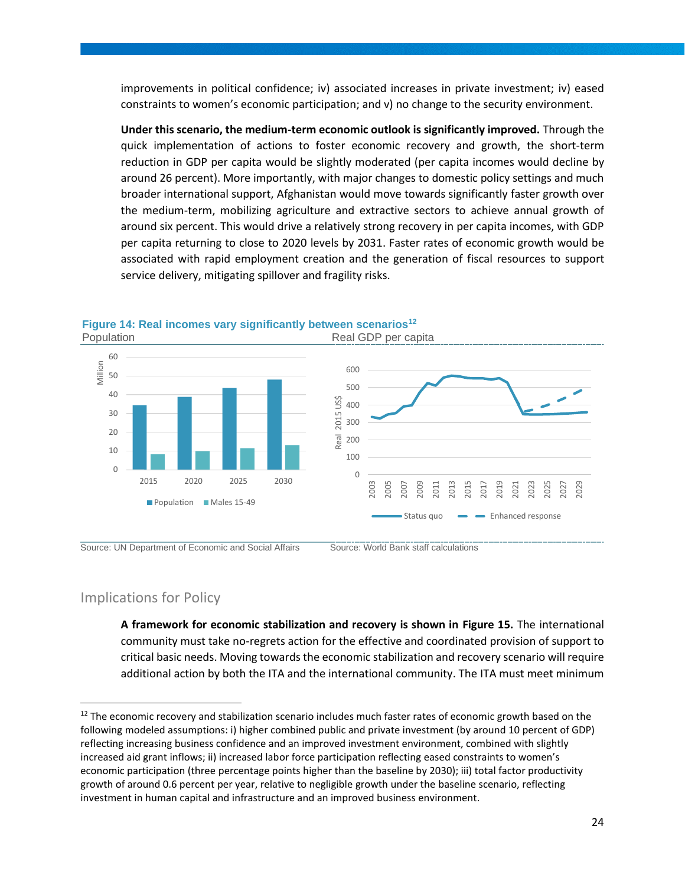improvements in political confidence; iv) associated increases in private investment; iv) eased constraints to women's economic participation; and v) no change to the security environment.

**Under this scenario, the medium-term economic outlook is significantly improved.** Through the quick implementation of actions to foster economic recovery and growth, the short-term reduction in GDP per capita would be slightly moderated (per capita incomes would decline by around 26 percent). More importantly, with major changes to domestic policy settings and much broader international support, Afghanistan would move towards significantly faster growth over the medium-term, mobilizing agriculture and extractive sectors to achieve annual growth of around six percent. This would drive a relatively strong recovery in per capita incomes, with GDP per capita returning to close to 2020 levels by 2031. Faster rates of economic growth would be associated with rapid employment creation and the generation of fiscal resources to support service delivery, mitigating spillover and fragility risks.

**Figure 14: Real incomes vary significantly between scenarios**[12]

Population | Real GDP per capita

Source: UN Department of Economic and Social Affairs | Source: World Bank staff calculations

## Implications for Policy

**A framework for economic stabilization and recovery is shown in Figure 15.** The international community must take no-regrets action for the effective and coordinated provision of support to critical basic needs. Moving towards the economic stabilization and recovery scenario will require additional action by both the ITA and the international community. The ITA must meet minimum

---

[12] The economic recovery and stabilization scenario includes much faster rates of economic growth based on the following modeled assumptions: i) higher combined public and private investment (by around 10 percent of GDP) reflecting increasing business confidence and an improved investment environment, combined with slightly increased aid grant inflows; ii) increased labor force participation reflecting eased constraints to women's economic participation (three percentage points higher than the baseline by 2030); iii) total factor productivity growth of around 0.6 percent per year, relative to negligible growth under the baseline scenario, reflecting investment in human capital and infrastructure and an improved business environment.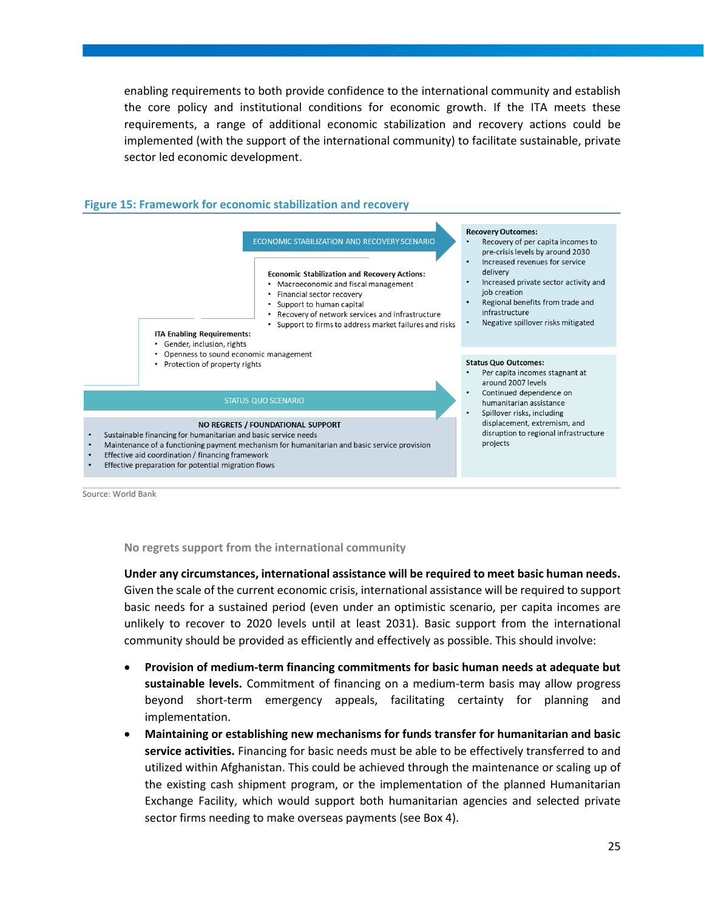enabling requirements to both provide confidence to the international community and establish the core policy and institutional conditions for economic growth. If the ITA meets these requirements, a range of additional economic stabilization and recovery actions could be implemented (with the support of the international community) to facilitate sustainable, private sector led economic development.

**Figure 15: Framework for economic stabilization and recovery**

ECONOMIC STABILIZATION AND RECOVERY SCENARIO

**Economic Stabilization and Recovery Actions:**

- Macroeconomic and fiscal management
- Financial sector recovery
- Support to human capital
- Recovery of network services and infrastructure
- Support to firms to address market failures and risks

**ITA Enabling Requirements:**

- Gender, inclusion, rights
- Openness to sound economic management
- Protection of property rights

**Recovery Outcomes:**

- Recovery of per capita incomes to pre-crisis levels by around 2030
- Increased revenues for service delivery
- Increased private sector activity and job creation
- Regional benefits from trade and infrastructure
- Negative spillover risks mitigated

STATUS QUO SCENARIO

**Status Quo Outcomes:**

- Per capita incomes stagnant at around 2007 levels
- Continued dependence on humanitarian assistance
- Spillover risks, including displacement, extremism, and disruption to regional infrastructure projects

**NO REGRETS / FOUNDATIONAL SUPPORT**

- Sustainable financing for humanitarian and basic service needs
- Maintenance of a functioning payment mechanism for humanitarian and basic service provision
- Effective aid coordination / financing framework
- Effective preparation for potential migration flows

Source: World Bank

### No regrets support from the international community

**Under any circumstances, international assistance will be required to meet basic human needs.** Given the scale of the current economic crisis, international assistance will be required to support basic needs for a sustained period (even under an optimistic scenario, per capita incomes are unlikely to recover to 2020 levels until at least 2031). Basic support from the international community should be provided as efficiently and effectively as possible. This should involve:

- **Provision of medium-term financing commitments for basic human needs at adequate but sustainable levels.** Commitment of financing on a medium-term basis may allow progress beyond short-term emergency appeals, facilitating certainty for planning and implementation.
- **Maintaining or establishing new mechanisms for funds transfer for humanitarian and basic service activities.** Financing for basic needs must be able to be effectively transferred to and utilized within Afghanistan. This could be achieved through the maintenance or scaling up of the existing cash shipment program, or the implementation of the planned Humanitarian Exchange Facility, which would support both humanitarian agencies and selected private sector firms needing to make overseas payments (see Box 4).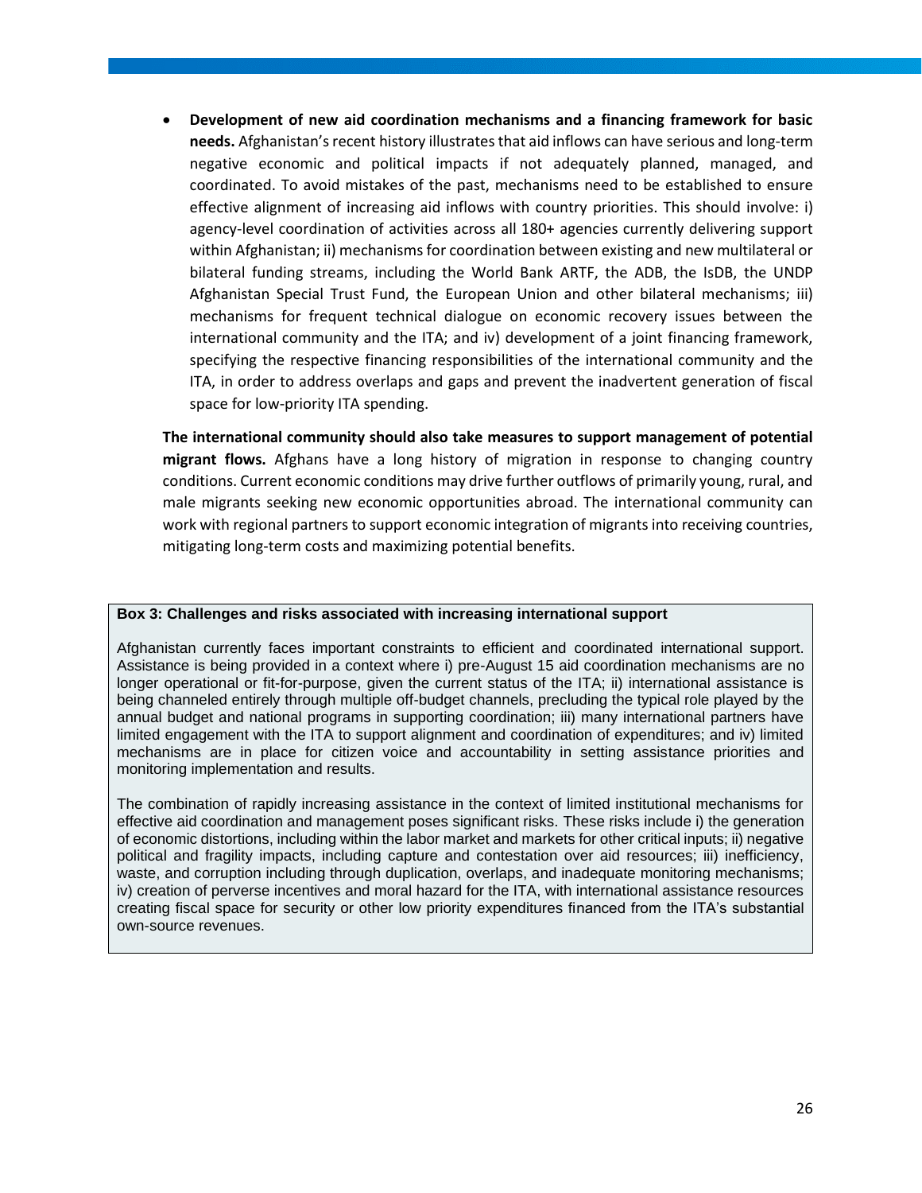- **Development of new aid coordination mechanisms and a financing framework for basic needs.** Afghanistan's recent history illustrates that aid inflows can have serious and long-term negative economic and political impacts if not adequately planned, managed, and coordinated. To avoid mistakes of the past, mechanisms need to be established to ensure effective alignment of increasing aid inflows with country priorities. This should involve: i) agency-level coordination of activities across all 180+ agencies currently delivering support within Afghanistan; ii) mechanisms for coordination between existing and new multilateral or bilateral funding streams, including the World Bank ARTF, the ADB, the IsDB, the UNDP Afghanistan Special Trust Fund, the European Union and other bilateral mechanisms; iii) mechanisms for frequent technical dialogue on economic recovery issues between the international community and the ITA; and iv) development of a joint financing framework, specifying the respective financing responsibilities of the international community and the ITA, in order to address overlaps and gaps and prevent the inadvertent generation of fiscal space for low-priority ITA spending.

**The international community should also take measures to support management of potential migrant flows.** Afghans have a long history of migration in response to changing country conditions. Current economic conditions may drive further outflows of primarily young, rural, and male migrants seeking new economic opportunities abroad. The international community can work with regional partners to support economic integration of migrants into receiving countries, mitigating long-term costs and maximizing potential benefits.

**Box 3: Challenges and risks associated with increasing international support**

Afghanistan currently faces important constraints to efficient and coordinated international support. Assistance is being provided in a context where i) pre-August 15 aid coordination mechanisms are no longer operational or fit-for-purpose, given the current status of the ITA; ii) international assistance is being channeled entirely through multiple off-budget channels, precluding the typical role played by the annual budget and national programs in supporting coordination; iii) many international partners have limited engagement with the ITA to support alignment and coordination of expenditures; and iv) limited mechanisms are in place for citizen voice and accountability in setting assistance priorities and monitoring implementation and results.

The combination of rapidly increasing assistance in the context of limited institutional mechanisms for effective aid coordination and management poses significant risks. These risks include i) the generation of economic distortions, including within the labor market and markets for other critical inputs; ii) negative political and fragility impacts, including capture and contestation over aid resources; iii) inefficiency, waste, and corruption including through duplication, overlaps, and inadequate monitoring mechanisms; iv) creation of perverse incentives and moral hazard for the ITA, with international assistance resources creating fiscal space for security or other low priority expenditures financed from the ITA's substantial own-source revenues.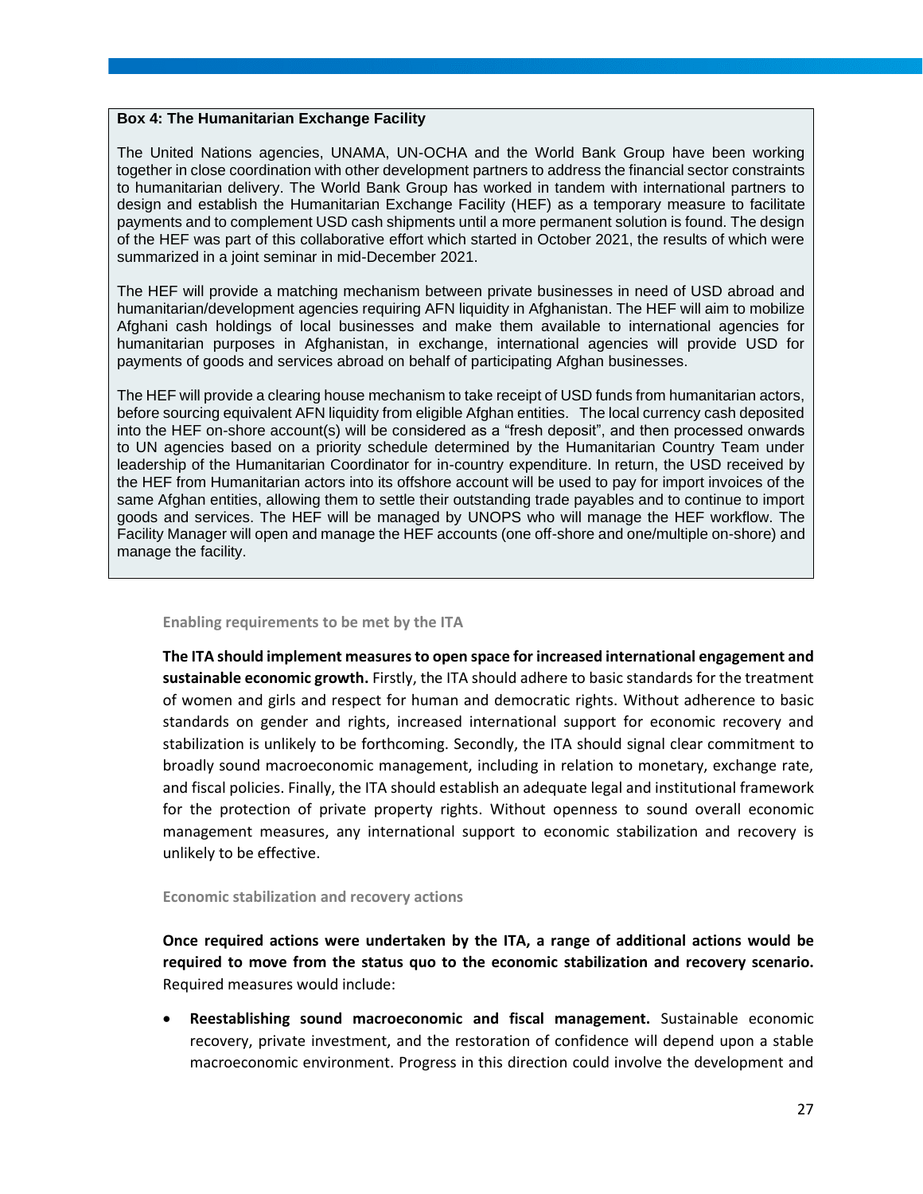**Box 4: The Humanitarian Exchange Facility**

The United Nations agencies, UNAMA, UN-OCHA and the World Bank Group have been working together in close coordination with other development partners to address the financial sector constraints to humanitarian delivery. The World Bank Group has worked in tandem with international partners to design and establish the Humanitarian Exchange Facility (HEF) as a temporary measure to facilitate payments and to complement USD cash shipments until a more permanent solution is found. The design of the HEF was part of this collaborative effort which started in October 2021, the results of which were summarized in a joint seminar in mid-December 2021.

The HEF will provide a matching mechanism between private businesses in need of USD abroad and humanitarian/development agencies requiring AFN liquidity in Afghanistan. The HEF will aim to mobilize Afghani cash holdings of local businesses and make them available to international agencies for humanitarian purposes in Afghanistan, in exchange, international agencies will provide USD for payments of goods and services abroad on behalf of participating Afghan businesses.

The HEF will provide a clearing house mechanism to take receipt of USD funds from humanitarian actors, before sourcing equivalent AFN liquidity from eligible Afghan entities. The local currency cash deposited into the HEF on-shore account(s) will be considered as a "fresh deposit", and then processed onwards to UN agencies based on a priority schedule determined by the Humanitarian Country Team under leadership of the Humanitarian Coordinator for in-country expenditure. In return, the USD received by the HEF from Humanitarian actors into its offshore account will be used to pay for import invoices of the same Afghan entities, allowing them to settle their outstanding trade payables and to continue to import goods and services. The HEF will be managed by UNOPS who will manage the HEF workflow. The Facility Manager will open and manage the HEF accounts (one off-shore and one/multiple on-shore) and manage the facility.

### Enabling requirements to be met by the ITA

**The ITA should implement measures to open space for increased international engagement and sustainable economic growth.** Firstly, the ITA should adhere to basic standards for the treatment of women and girls and respect for human and democratic rights. Without adherence to basic standards on gender and rights, increased international support for economic recovery and stabilization is unlikely to be forthcoming. Secondly, the ITA should signal clear commitment to broadly sound macroeconomic management, including in relation to monetary, exchange rate, and fiscal policies. Finally, the ITA should establish an adequate legal and institutional framework for the protection of private property rights. Without openness to sound overall economic management measures, any international support to economic stabilization and recovery is unlikely to be effective.

### Economic stabilization and recovery actions

**Once required actions were undertaken by the ITA, a range of additional actions would be required to move from the status quo to the economic stabilization and recovery scenario.** Required measures would include:

- **Reestablishing sound macroeconomic and fiscal management.** Sustainable economic recovery, private investment, and the restoration of confidence will depend upon a stable macroeconomic environment. Progress in this direction could involve the development and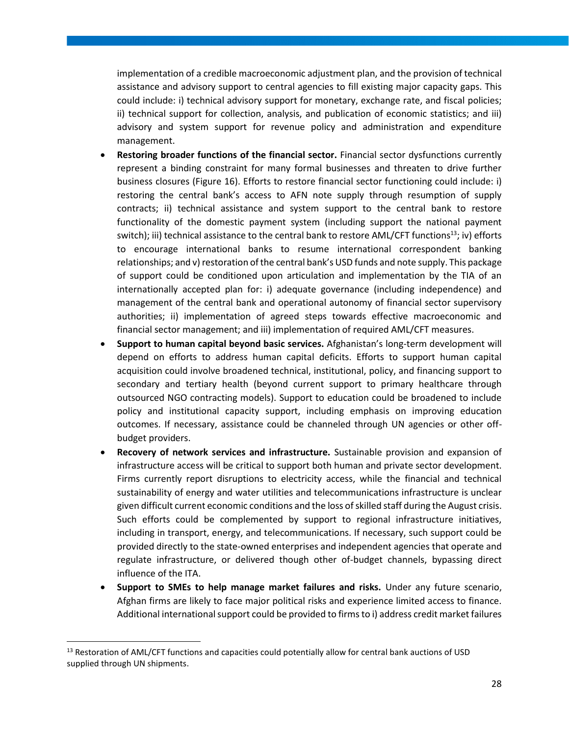implementation of a credible macroeconomic adjustment plan, and the provision of technical assistance and advisory support to central agencies to fill existing major capacity gaps. This could include: i) technical advisory support for monetary, exchange rate, and fiscal policies; ii) technical support for collection, analysis, and publication of economic statistics; and iii) advisory and system support for revenue policy and administration and expenditure management.

- **Restoring broader functions of the financial sector.** Financial sector dysfunctions currently represent a binding constraint for many formal businesses and threaten to drive further business closures (Figure 16). Efforts to restore financial sector functioning could include: i) restoring the central bank's access to AFN note supply through resumption of supply contracts; ii) technical assistance and system support to the central bank to restore functionality of the domestic payment system (including support the national payment switch); iii) technical assistance to the central bank to restore AML/CFT functions[13]; iv) efforts to encourage international banks to resume international correspondent banking relationships; and v) restoration of the central bank's USD funds and note supply. This package of support could be conditioned upon articulation and implementation by the TIA of an internationally accepted plan for: i) adequate governance (including independence) and management of the central bank and operational autonomy of financial sector supervisory authorities; ii) implementation of agreed steps towards effective macroeconomic and financial sector management; and iii) implementation of required AML/CFT measures.
- **Support to human capital beyond basic services.** Afghanistan's long-term development will depend on efforts to address human capital deficits. Efforts to support human capital acquisition could involve broadened technical, institutional, policy, and financing support to secondary and tertiary health (beyond current support to primary healthcare through outsourced NGO contracting models). Support to education could be broadened to include policy and institutional capacity support, including emphasis on improving education outcomes. If necessary, assistance could be channeled through UN agencies or other off-budget providers.
- **Recovery of network services and infrastructure.** Sustainable provision and expansion of infrastructure access will be critical to support both human and private sector development. Firms currently report disruptions to electricity access, while the financial and technical sustainability of energy and water utilities and telecommunications infrastructure is unclear given difficult current economic conditions and the loss of skilled staff during the August crisis. Such efforts could be complemented by support to regional infrastructure initiatives, including in transport, energy, and telecommunications. If necessary, such support could be provided directly to the state-owned enterprises and independent agencies that operate and regulate infrastructure, or delivered though other of-budget channels, bypassing direct influence of the ITA.
- **Support to SMEs to help manage market failures and risks.** Under any future scenario, Afghan firms are likely to face major political risks and experience limited access to finance. Additional international support could be provided to firms to i) address credit market failures

[13] Restoration of AML/CFT functions and capacities could potentially allow for central bank auctions of USD supplied through UN shipments.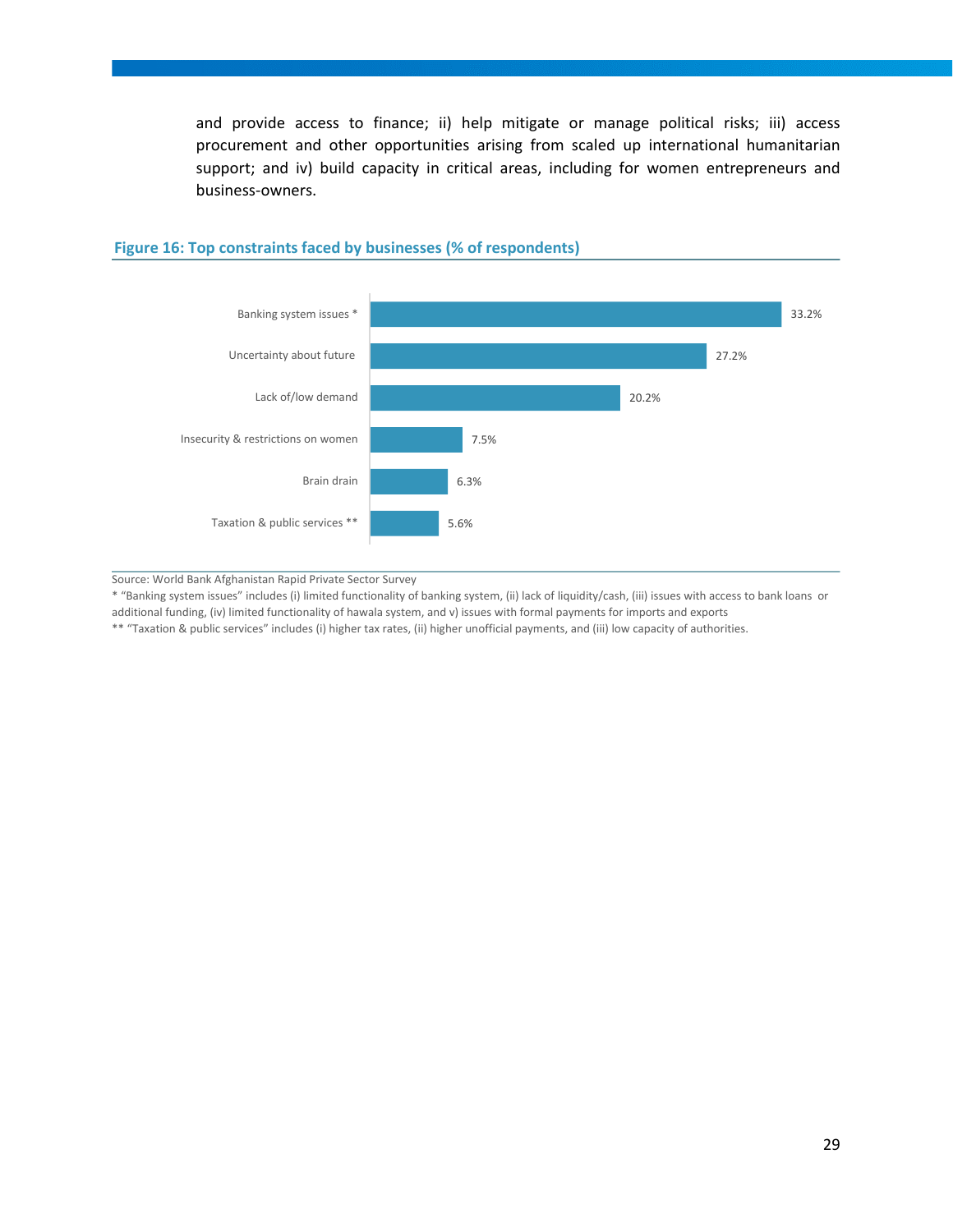and provide access to finance; ii) help mitigate or manage political risks; iii) access procurement and other opportunities arising from scaled up international humanitarian support; and iv) build capacity in critical areas, including for women entrepreneurs and business-owners.

**Figure 16: Top constraints faced by businesses (% of respondents)**

| Constraint | % of respondents |
|---|---|
| Banking system issues * | 33.2% |
| Uncertainty about future | 27.2% |
| Lack of/low demand | 20.2% |
| Insecurity & restrictions on women | 7.5% |
| Brain drain | 6.3% |
| Taxation & public services ** | 5.6% |

Source: World Bank Afghanistan Rapid Private Sector Survey

* "Banking system issues" includes (i) limited functionality of banking system, (ii) lack of liquidity/cash, (iii) issues with access to bank loans or additional funding, (iv) limited functionality of hawala system, and v) issues with formal payments for imports and exports

** "Taxation & public services" includes (i) higher tax rates, (ii) higher unofficial payments, and (iii) low capacity of authorities.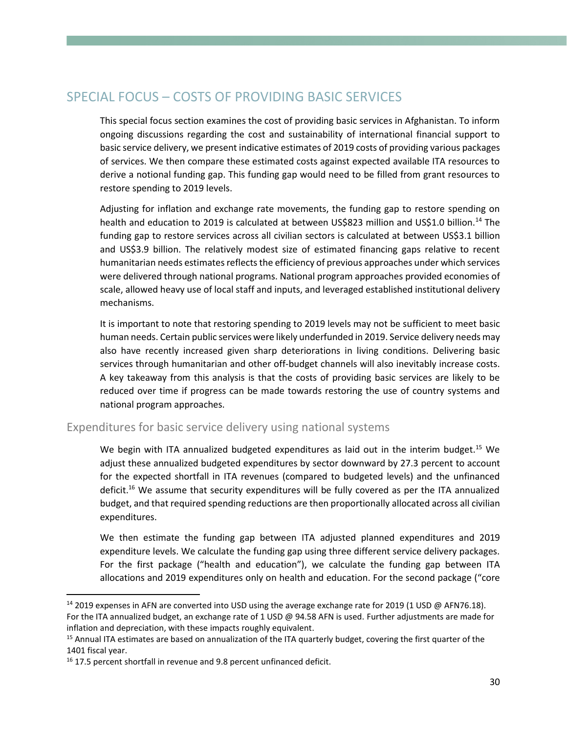## SPECIAL FOCUS – COSTS OF PROVIDING BASIC SERVICES

This special focus section examines the cost of providing basic services in Afghanistan. To inform ongoing discussions regarding the cost and sustainability of international financial support to basic service delivery, we present indicative estimates of 2019 costs of providing various packages of services. We then compare these estimated costs against expected available ITA resources to derive a notional funding gap. This funding gap would need to be filled from grant resources to restore spending to 2019 levels.

Adjusting for inflation and exchange rate movements, the funding gap to restore spending on health and education to 2019 is calculated at between US$823 million and US$1.0 billion.[14] The funding gap to restore services across all civilian sectors is calculated at between US$3.1 billion and US$3.9 billion. The relatively modest size of estimated financing gaps relative to recent humanitarian needs estimates reflects the efficiency of previous approaches under which services were delivered through national programs. National program approaches provided economies of scale, allowed heavy use of local staff and inputs, and leveraged established institutional delivery mechanisms.

It is important to note that restoring spending to 2019 levels may not be sufficient to meet basic human needs. Certain public services were likely underfunded in 2019. Service delivery needs may also have recently increased given sharp deteriorations in living conditions. Delivering basic services through humanitarian and other off-budget channels will also inevitably increase costs. A key takeaway from this analysis is that the costs of providing basic services are likely to be reduced over time if progress can be made towards restoring the use of country systems and national program approaches.

### Expenditures for basic service delivery using national systems

We begin with ITA annualized budgeted expenditures as laid out in the interim budget.[15] We adjust these annualized budgeted expenditures by sector downward by 27.3 percent to account for the expected shortfall in ITA revenues (compared to budgeted levels) and the unfinanced deficit.[16] We assume that security expenditures will be fully covered as per the ITA annualized budget, and that required spending reductions are then proportionally allocated across all civilian expenditures.

We then estimate the funding gap between ITA adjusted planned expenditures and 2019 expenditure levels. We calculate the funding gap using three different service delivery packages. For the first package ("health and education"), we calculate the funding gap between ITA allocations and 2019 expenditures only on health and education. For the second package ("core

---

[14] 2019 expenses in AFN are converted into USD using the average exchange rate for 2019 (1 USD @ AFN76.18). For the ITA annualized budget, an exchange rate of 1 USD @ 94.58 AFN is used. Further adjustments are made for inflation and depreciation, with these impacts roughly equivalent.

[15] Annual ITA estimates are based on annualization of the ITA quarterly budget, covering the first quarter of the 1401 fiscal year.

[16] 17.5 percent shortfall in revenue and 9.8 percent unfinanced deficit.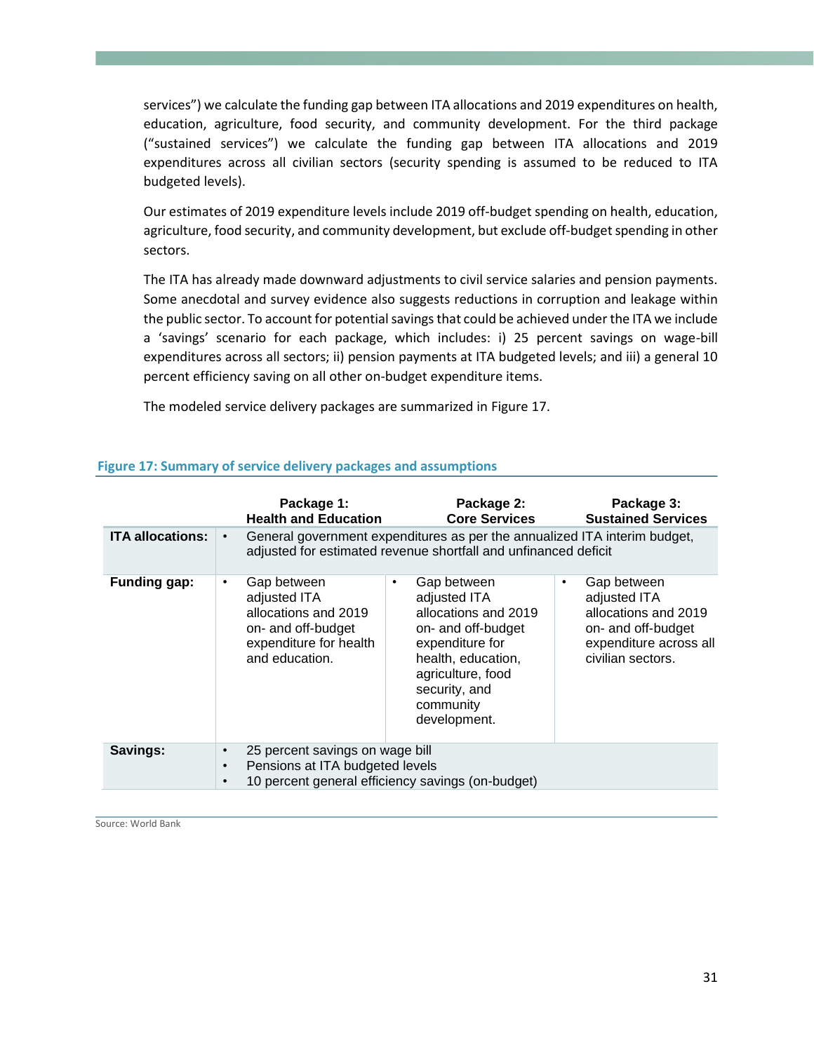services") we calculate the funding gap between ITA allocations and 2019 expenditures on health, education, agriculture, food security, and community development. For the third package ("sustained services") we calculate the funding gap between ITA allocations and 2019 expenditures across all civilian sectors (security spending is assumed to be reduced to ITA budgeted levels).

Our estimates of 2019 expenditure levels include 2019 off-budget spending on health, education, agriculture, food security, and community development, but exclude off-budget spending in other sectors.

The ITA has already made downward adjustments to civil service salaries and pension payments. Some anecdotal and survey evidence also suggests reductions in corruption and leakage within the public sector. To account for potential savings that could be achieved under the ITA we include a 'savings' scenario for each package, which includes: i) 25 percent savings on wage-bill expenditures across all sectors; ii) pension payments at ITA budgeted levels; and iii) a general 10 percent efficiency saving on all other on-budget expenditure items.

The modeled service delivery packages are summarized in Figure 17.

**Figure 17: Summary of service delivery packages and assumptions**

| | Package 1: Health and Education | Package 2: Core Services | Package 3: Sustained Services |
|---|---|---|---|
| **ITA allocations:** | • General government expenditures as per the annualized ITA interim budget, adjusted for estimated revenue shortfall and unfinanced deficit | | |
| **Funding gap:** | • Gap between adjusted ITA allocations and 2019 on- and off-budget expenditure for health and education. | • Gap between adjusted ITA allocations and 2019 on- and off-budget expenditure for health, education, agriculture, food security, and community development. | • Gap between adjusted ITA allocations and 2019 on- and off-budget expenditure across all civilian sectors. |
| **Savings:** | • 25 percent savings on wage bill<br>• Pensions at ITA budgeted levels<br>• 10 percent general efficiency savings (on-budget) | | |

Source: World Bank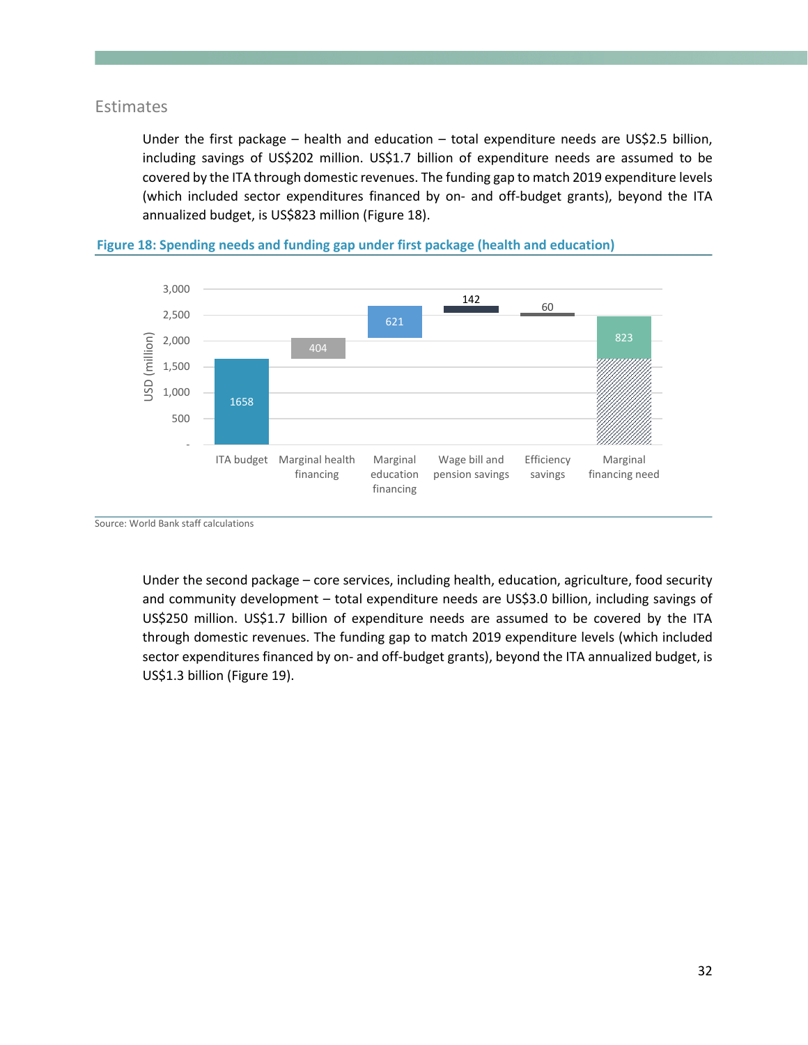## Estimates

Under the first package – health and education – total expenditure needs are US$2.5 billion, including savings of US$202 million. US$1.7 billion of expenditure needs are assumed to be covered by the ITA through domestic revenues. The funding gap to match 2019 expenditure levels (which included sector expenditures financed by on- and off-budget grants), beyond the ITA annualized budget, is US$823 million (Figure 18).

**Figure 18: Spending needs and funding gap under first package (health and education)**

| | ITA budget | Marginal health financing | Marginal education financing | Wage bill and pension savings | Efficiency savings | Marginal financing need |
|---|---|---|---|---|---|---|
| USD (million) | 1658 | 404 | 621 | 142 | 60 | 823 |

Source: World Bank staff calculations

Under the second package – core services, including health, education, agriculture, food security and community development – total expenditure needs are US$3.0 billion, including savings of US$250 million. US$1.7 billion of expenditure needs are assumed to be covered by the ITA through domestic revenues. The funding gap to match 2019 expenditure levels (which included sector expenditures financed by on- and off-budget grants), beyond the ITA annualized budget, is US$1.3 billion (Figure 19).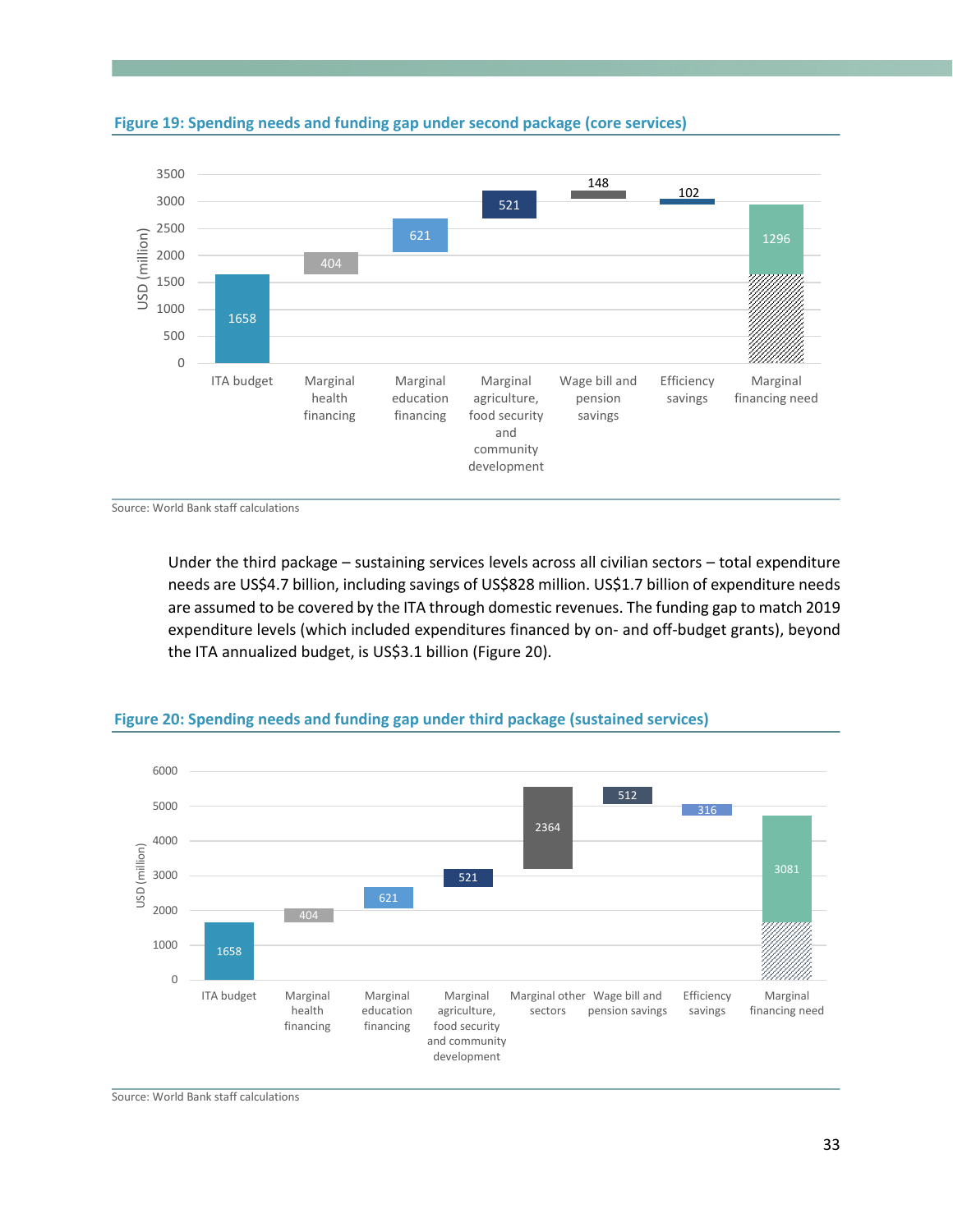**Figure 19: Spending needs and funding gap under second package (core services)**

| | USD (million) |
|---|---|
| ITA budget | 1658 |
| Marginal health financing | 404 |
| Marginal education financing | 621 |
| Marginal agriculture, food security and community development | 521 |
| Wage bill and pension savings | 148 |
| Efficiency savings | 102 |
| Marginal financing need | 1296 |

Source: World Bank staff calculations

Under the third package – sustaining services levels across all civilian sectors – total expenditure needs are US$4.7 billion, including savings of US$828 million. US$1.7 billion of expenditure needs are assumed to be covered by the ITA through domestic revenues. The funding gap to match 2019 expenditure levels (which included expenditures financed by on- and off-budget grants), beyond the ITA annualized budget, is US$3.1 billion (Figure 20).

**Figure 20: Spending needs and funding gap under third package (sustained services)**

| | USD (million) |
|---|---|
| ITA budget | 1658 |
| Marginal health financing | 404 |
| Marginal education financing | 621 |
| Marginal agriculture, food security and community development | 521 |
| Marginal other sectors | 2364 |
| Wage bill and pension savings | 512 |
| Efficiency savings | 316 |
| Marginal financing need | 3081 |

Source: World Bank staff calculations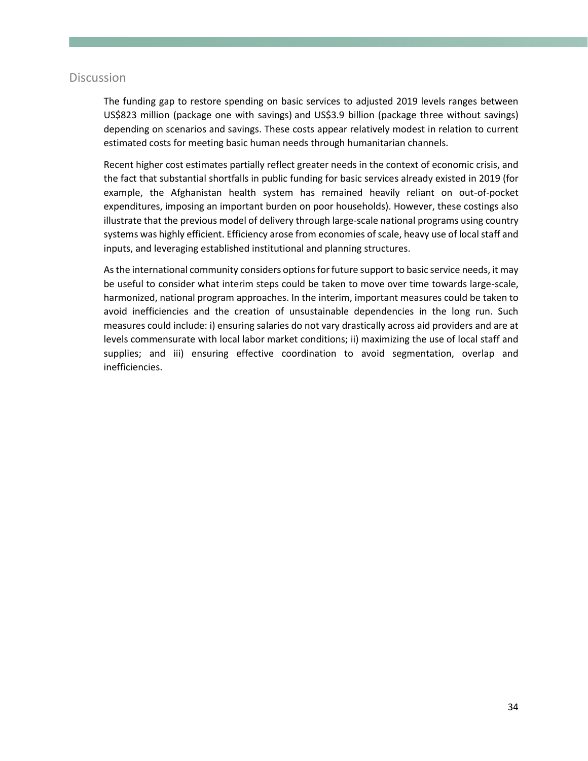## Discussion

The funding gap to restore spending on basic services to adjusted 2019 levels ranges between US$823 million (package one with savings) and US$3.9 billion (package three without savings) depending on scenarios and savings. These costs appear relatively modest in relation to current estimated costs for meeting basic human needs through humanitarian channels.

Recent higher cost estimates partially reflect greater needs in the context of economic crisis, and the fact that substantial shortfalls in public funding for basic services already existed in 2019 (for example, the Afghanistan health system has remained heavily reliant on out-of-pocket expenditures, imposing an important burden on poor households). However, these costings also illustrate that the previous model of delivery through large-scale national programs using country systems was highly efficient. Efficiency arose from economies of scale, heavy use of local staff and inputs, and leveraging established institutional and planning structures.

As the international community considers options for future support to basic service needs, it may be useful to consider what interim steps could be taken to move over time towards large-scale, harmonized, national program approaches. In the interim, important measures could be taken to avoid inefficiencies and the creation of unsustainable dependencies in the long run. Such measures could include: i) ensuring salaries do not vary drastically across aid providers and are at levels commensurate with local labor market conditions; ii) maximizing the use of local staff and supplies; and iii) ensuring effective coordination to avoid segmentation, overlap and inefficiencies.